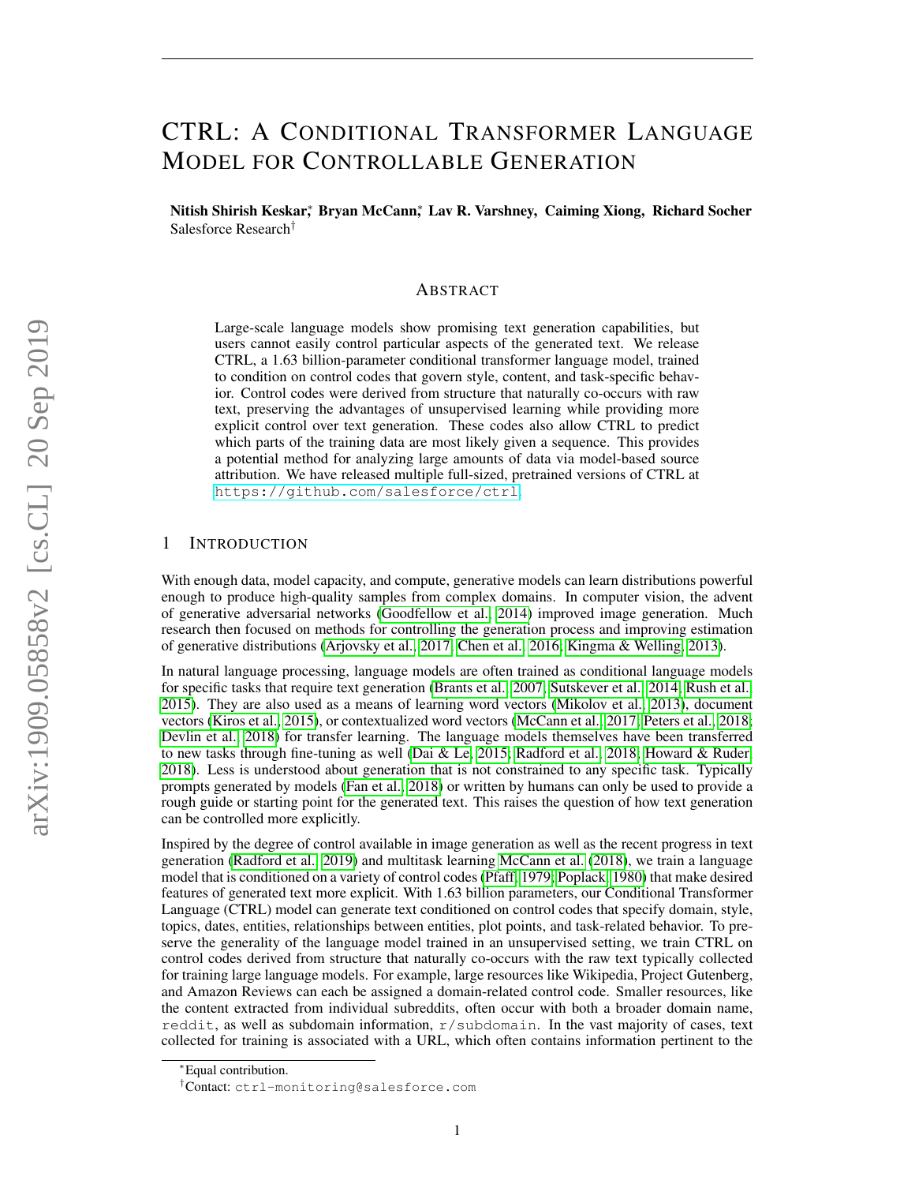# CTRL: A Conditional Transformer Language Model for Controllable Generation

**Nitish Shirish Keskar**[*], **Bryan McCann**[*], **Lav R. Varshney**, **Caiming Xiong**, **Richard Socher**
Salesforce Research[†]

## Abstract

Large-scale language models show promising text generation capabilities, but users cannot easily control particular aspects of the generated text. We release CTRL, a 1.63 billion-parameter conditional transformer language model, trained to condition on control codes that govern style, content, and task-specific behavior. Control codes were derived from structure that naturally co-occurs with raw text, preserving the advantages of unsupervised learning while providing more explicit control over text generation. These codes also allow CTRL to predict which parts of the training data are most likely given a sequence. This provides a potential method for analyzing large amounts of data via model-based source attribution. We have released multiple full-sized, pretrained versions of CTRL at `https://github.com/salesforce/ctrl`.

## 1 Introduction

With enough data, model capacity, and compute, generative models can learn distributions powerful enough to produce high-quality samples from complex domains. In computer vision, the advent of generative adversarial networks (Goodfellow et al., 2014) improved image generation. Much research then focused on methods for controlling the generation process and improving estimation of generative distributions (Arjovsky et al., 2017; Chen et al., 2016; Kingma & Welling, 2013).

In natural language processing, language models are often trained as conditional language models for specific tasks that require text generation (Brants et al., 2007; Sutskever et al., 2014; Rush et al., 2015). They are also used as a means of learning word vectors (Mikolov et al., 2013), document vectors (Kiros et al., 2015), or contextualized word vectors (McCann et al., 2017; Peters et al., 2018; Devlin et al., 2018) for transfer learning. The language models themselves have been transferred to new tasks through fine-tuning as well (Dai & Le, 2015; Radford et al., 2018; Howard & Ruder, 2018). Less is understood about generation that is not constrained to any specific task. Typically prompts generated by models (Fan et al., 2018) or written by humans can only be used to provide a rough guide or starting point for the generated text. This raises the question of how text generation can be controlled more explicitly.

Inspired by the degree of control available in image generation as well as the recent progress in text generation (Radford et al., 2019) and multitask learning McCann et al. (2018), we train a language model that is conditioned on a variety of control codes (Pfaff, 1979; Poplack, 1980) that make desired features of generated text more explicit. With 1.63 billion parameters, our Conditional Transformer Language (CTRL) model can generate text conditioned on control codes that specify domain, style, topics, dates, entities, relationships between entities, plot points, and task-related behavior. To preserve the generality of the language model trained in an unsupervised setting, we train CTRL on control codes derived from structure that naturally co-occurs with the raw text typically collected for training large language models. For example, large resources like Wikipedia, Project Gutenberg, and Amazon Reviews can each be assigned a domain-related control code. Smaller resources, like the content extracted from individual subreddits, often occur with both a broader domain name, `reddit`, as well as subdomain information, `r/subdomain`. In the vast majority of cases, text collected for training is associated with a URL, which often contains information pertinent to the

[*] Equal contribution.

[†] Contact: `ctrl-monitoring@salesforce.com`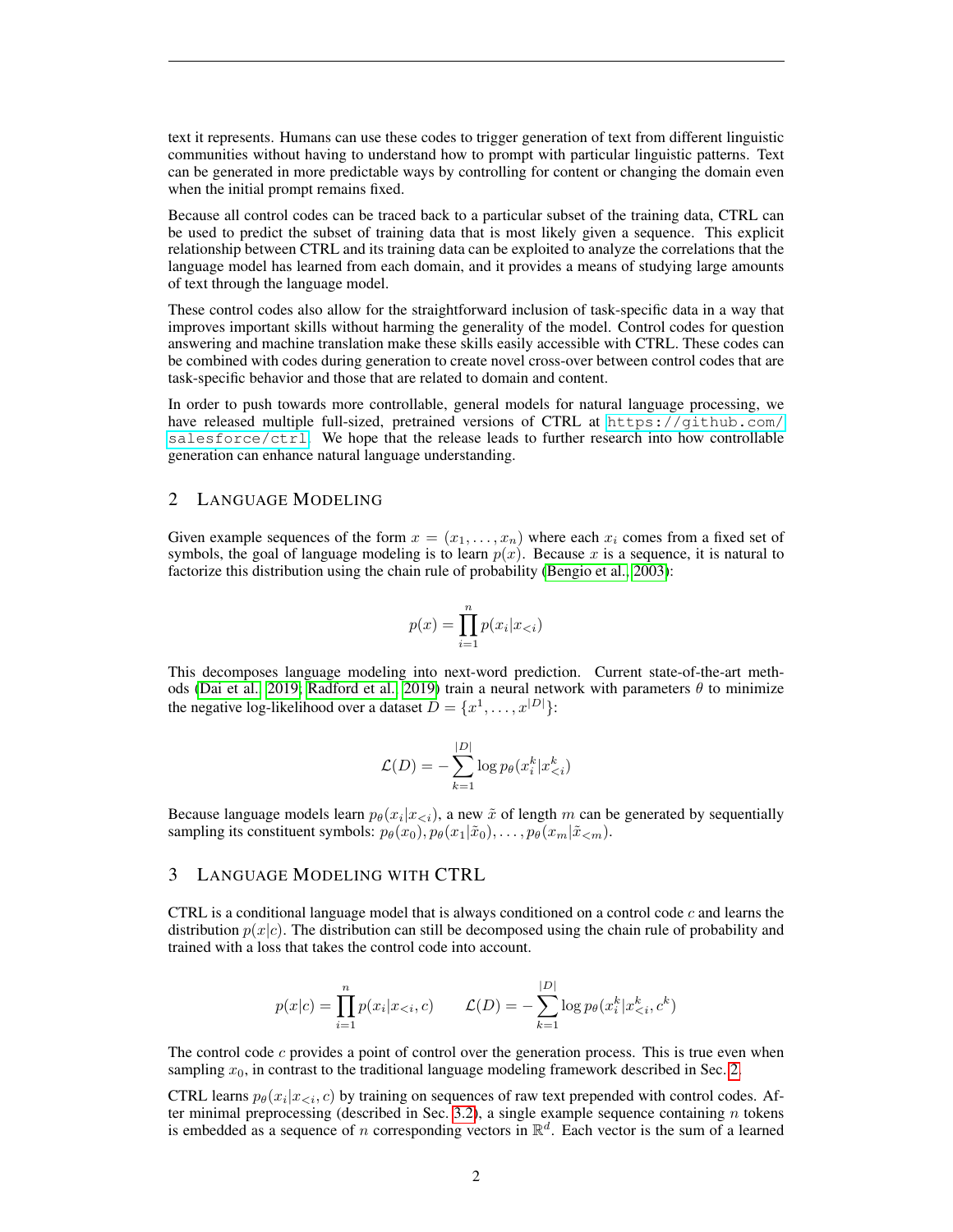text it represents. Humans can use these codes to trigger generation of text from different linguistic communities without having to understand how to prompt with particular linguistic patterns. Text can be generated in more predictable ways by controlling for content or changing the domain even when the initial prompt remains fixed.

Because all control codes can be traced back to a particular subset of the training data, CTRL can be used to predict the subset of training data that is most likely given a sequence. This explicit relationship between CTRL and its training data can be exploited to analyze the correlations that the language model has learned from each domain, and it provides a means of studying large amounts of text through the language model.

These control codes also allow for the straightforward inclusion of task-specific data in a way that improves important skills without harming the generality of the model. Control codes for question answering and machine translation make these skills easily accessible with CTRL. These codes can be combined with codes during generation to create novel cross-over between control codes that are task-specific behavior and those that are related to domain and content.

In order to push towards more controllable, general models for natural language processing, we have released multiple full-sized, pretrained versions of CTRL at `https://github.com/salesforce/ctrl`. We hope that the release leads to further research into how controllable generation can enhance natural language understanding.

## 2 Language Modeling

Given example sequences of the form $x = (x_1, \ldots, x_n)$ where each $x_i$ comes from a fixed set of symbols, the goal of language modeling is to learn $p(x)$. Because $x$ is a sequence, it is natural to factorize this distribution using the chain rule of probability (Bengio et al., 2003):

$$p(x) = \prod_{i=1}^{n} p(x_i | x_{<i})$$

This decomposes language modeling into next-word prediction. Current state-of-the-art methods (Dai et al., 2019; Radford et al., 2019) train a neural network with parameters $\theta$ to minimize the negative log-likelihood over a dataset $D = \{x^1, \ldots, x^{|D|}\}$:

$$\mathcal{L}(D) = -\sum_{k=1}^{|D|} \log p_\theta(x_i^k | x_{<i}^k)$$

Because language models learn $p_\theta(x_i|x_{<i})$, a new $\tilde{x}$ of length $m$ can be generated by sequentially sampling its constituent symbols: $p_\theta(x_0), p_\theta(x_1|\tilde{x}_0), \ldots, p_\theta(x_m|\tilde{x}_{<m})$.

## 3 Language Modeling with CTRL

CTRL is a conditional language model that is always conditioned on a control code $c$ and learns the distribution $p(x|c)$. The distribution can still be decomposed using the chain rule of probability and trained with a loss that takes the control code into account.

$$p(x|c) = \prod_{i=1}^{n} p(x_i | x_{<i}, c) \qquad \mathcal{L}(D) = -\sum_{k=1}^{|D|} \log p_\theta(x_i^k | x_{<i}^k, c^k)$$

The control code $c$ provides a point of control over the generation process. This is true even when sampling $x_0$, in contrast to the traditional language modeling framework described in Sec. 2.

CTRL learns $p_\theta(x_i|x_{<i}, c)$ by training on sequences of raw text prepended with control codes. After minimal preprocessing (described in Sec. 3.2), a single example sequence containing $n$ tokens is embedded as a sequence of $n$ corresponding vectors in $\mathbb{R}^d$. Each vector is the sum of a learned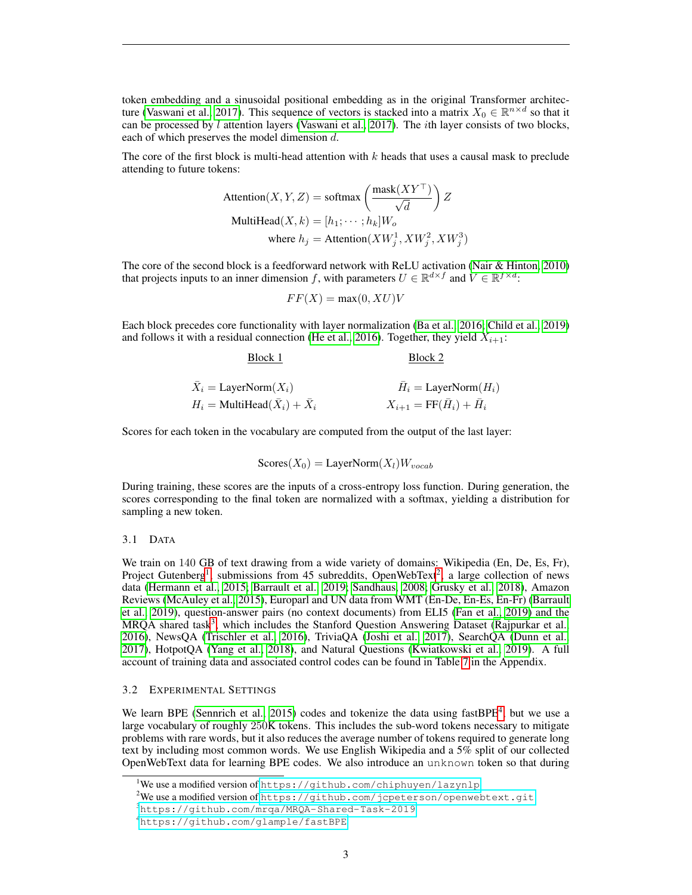token embedding and a sinusoidal positional embedding as in the original Transformer architecture (Vaswani et al., 2017). This sequence of vectors is stacked into a matrix $X_0 \in \mathbb{R}^{n \times d}$ so that it can be processed by $l$ attention layers (Vaswani et al., 2017). The $i$th layer consists of two blocks, each of which preserves the model dimension $d$.

The core of the first block is multi-head attention with $k$ heads that uses a causal mask to preclude attending to future tokens:

$$\text{Attention}(X, Y, Z) = \text{softmax}\left(\frac{\text{mask}(XY^\top)}{\sqrt{d}}\right) Z$$

$$\text{MultiHead}(X, k) = [h_1; \cdots; h_k] W_o$$

$$\text{where } h_j = \text{Attention}(XW_j^1, XW_j^2, XW_j^3)$$

The core of the second block is a feedforward network with ReLU activation (Nair & Hinton, 2010) that projects inputs to an inner dimension $f$, with parameters $U \in \mathbb{R}^{d \times f}$ and $V \in \mathbb{R}^{f \times d}$:

$$FF(X) = \max(0, XU)V$$

Each block precedes core functionality with layer normalization (Ba et al., 2016; Child et al., 2019) and follows it with a residual connection (He et al., 2016). Together, they yield $X_{i+1}$:

| Block 1 | Block 2 |
|---|---|
| $\bar{X}_i = \text{LayerNorm}(X_i)$ | $\bar{H}_i = \text{LayerNorm}(H_i)$ |
| $H_i = \text{MultiHead}(\bar{X}_i) + \bar{X}_i$ | $X_{i+1} = \text{FF}(\bar{H}_i) + \bar{H}_i$ |

Scores for each token in the vocabulary are computed from the output of the last layer:

$$\text{Scores}(X_0) = \text{LayerNorm}(X_l) W_{vocab}$$

During training, these scores are the inputs of a cross-entropy loss function. During generation, the scores corresponding to the final token are normalized with a softmax, yielding a distribution for sampling a new token.

### 3.1 Data

We train on 140 GB of text drawing from a wide variety of domains: Wikipedia (En, De, Es, Fr), Project Gutenberg[1], submissions from 45 subreddits, OpenWebText[2], a large collection of news data (Hermann et al., 2015; Barrault et al., 2019; Sandhaus, 2008; Grusky et al., 2018), Amazon Reviews (McAuley et al., 2015), Europarl and UN data from WMT (En-De, En-Es, En-Fr) (Barrault et al., 2019), question-answer pairs (no context documents) from ELI5 (Fan et al., 2019) and the MRQA shared task[3], which includes the Stanford Question Answering Dataset (Rajpurkar et al., 2016), NewsQA (Trischler et al., 2016), TriviaQA (Joshi et al., 2017), SearchQA (Dunn et al., 2017), HotpotQA (Yang et al., 2018), and Natural Questions (Kwiatkowski et al., 2019). A full account of training data and associated control codes can be found in Table 7 in the Appendix.

### 3.2 Experimental Settings

We learn BPE (Sennrich et al., 2015) codes and tokenize the data using fastBPE[4], but we use a large vocabulary of roughly 250K tokens. This includes the sub-word tokens necessary to mitigate problems with rare words, but it also reduces the average number of tokens required to generate long text by including most common words. We use English Wikipedia and a 5% split of our collected OpenWebText data for learning BPE codes. We also introduce an `unknown` token so that during

---

[1] We use a modified version of https://github.com/chiphuyen/lazynlp

[2] We use a modified version of https://github.com/jcpeterson/openwebtext.git

[3] https://github.com/mrqa/MRQA-Shared-Task-2019

[4] https://github.com/glample/fastBPE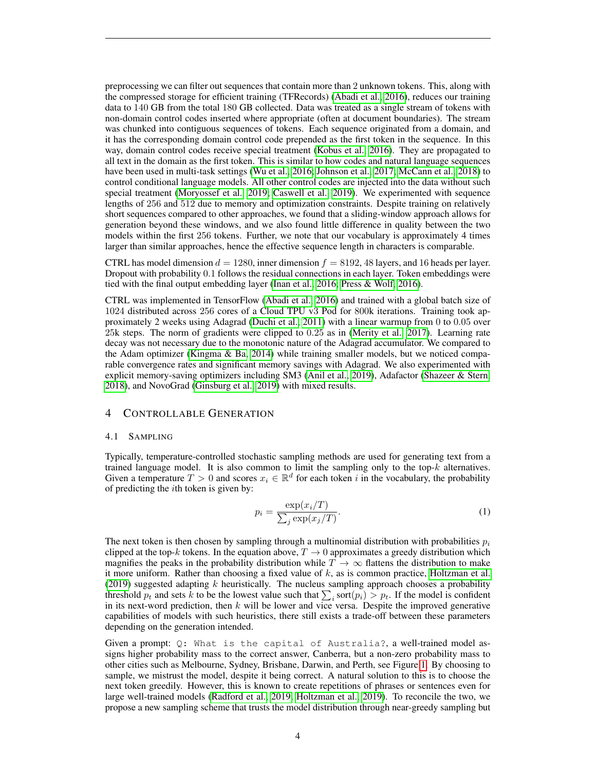preprocessing we can filter out sequences that contain more than 2 unknown tokens. This, along with the compressed storage for efficient training (TFRecords) (Abadi et al., 2016), reduces our training data to 140 GB from the total 180 GB collected. Data was treated as a single stream of tokens with non-domain control codes inserted where appropriate (often at document boundaries). The stream was chunked into contiguous sequences of tokens. Each sequence originated from a domain, and it has the corresponding domain control code prepended as the first token in the sequence. In this way, domain control codes receive special treatment (Kobus et al., 2016). They are propagated to all text in the domain as the first token. This is similar to how codes and natural language sequences have been used in multi-task settings (Wu et al., 2016; Johnson et al., 2017; McCann et al., 2018) to control conditional language models. All other control codes are injected into the data without such special treatment (Moryossef et al., 2019; Caswell et al., 2019). We experimented with sequence lengths of 256 and 512 due to memory and optimization constraints. Despite training on relatively short sequences compared to other approaches, we found that a sliding-window approach allows for generation beyond these windows, and we also found little difference in quality between the two models within the first 256 tokens. Further, we note that our vocabulary is approximately 4 times larger than similar approaches, hence the effective sequence length in characters is comparable.

CTRL has model dimension $d = 1280$, inner dimension $f = 8192$, 48 layers, and 16 heads per layer. Dropout with probability 0.1 follows the residual connections in each layer. Token embeddings were tied with the final output embedding layer (Inan et al., 2016; Press & Wolf, 2016).

CTRL was implemented in TensorFlow (Abadi et al., 2016) and trained with a global batch size of 1024 distributed across 256 cores of a Cloud TPU v3 Pod for 800k iterations. Training took approximately 2 weeks using Adagrad (Duchi et al., 2011) with a linear warmup from 0 to 0.05 over 25k steps. The norm of gradients were clipped to 0.25 as in (Merity et al., 2017). Learning rate decay was not necessary due to the monotonic nature of the Adagrad accumulator. We compared to the Adam optimizer (Kingma & Ba, 2014) while training smaller models, but we noticed comparable convergence rates and significant memory savings with Adagrad. We also experimented with explicit memory-saving optimizers including SM3 (Anil et al., 2019), Adafactor (Shazeer & Stern, 2018), and NovoGrad (Ginsburg et al., 2019) with mixed results.

## 4 Controllable Generation

### 4.1 Sampling

Typically, temperature-controlled stochastic sampling methods are used for generating text from a trained language model. It is also common to limit the sampling only to the top-$k$ alternatives. Given a temperature $T > 0$ and scores $x_i \in \mathbb{R}^d$ for each token $i$ in the vocabulary, the probability of predicting the $i$th token is given by:

$$p_i = \frac{\exp(x_i/T)}{\sum_j \exp(x_j/T)}. \tag{1}$$

The next token is then chosen by sampling through a multinomial distribution with probabilities $p_i$ clipped at the top-$k$ tokens. In the equation above, $T \to 0$ approximates a greedy distribution which magnifies the peaks in the probability distribution while $T \to \infty$ flattens the distribution to make it more uniform. Rather than choosing a fixed value of $k$, as is common practice, Holtzman et al. (2019) suggested adapting $k$ heuristically. The nucleus sampling approach chooses a probability threshold $p_t$ and sets $k$ to be the lowest value such that $\sum_i \text{sort}(p_i) > p_t$. If the model is confident in its next-word prediction, then $k$ will be lower and vice versa. Despite the improved generative capabilities of models with such heuristics, there still exists a trade-off between these parameters depending on the generation intended.

Given a prompt: `Q: What is the capital of Australia?`, a well-trained model assigns higher probability mass to the correct answer, Canberra, but a non-zero probability mass to other cities such as Melbourne, Sydney, Brisbane, Darwin, and Perth, see Figure 1. By choosing to sample, we mistrust the model, despite it being correct. A natural solution to this is to choose the next token greedily. However, this is known to create repetitions of phrases or sentences even for large well-trained models (Radford et al., 2019; Holtzman et al., 2019). To reconcile the two, we propose a new sampling scheme that trusts the model distribution through near-greedy sampling but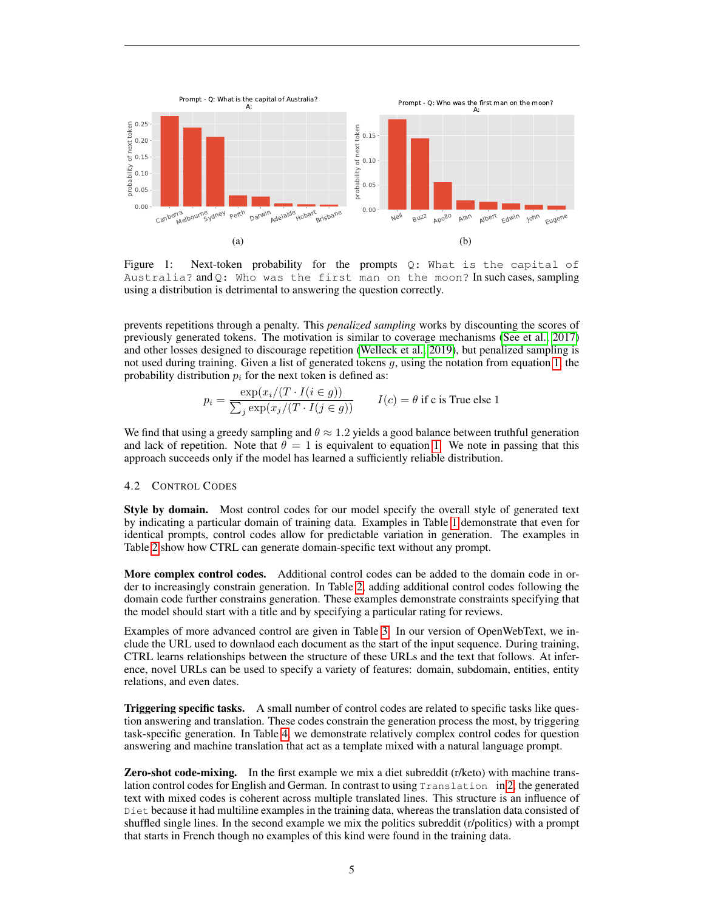Figure 1: Next-token probability for the prompts `Q: What is the capital of Australia?` and `Q: Who was the first man on the moon?` In such cases, sampling using a distribution is detrimental to answering the question correctly.

prevents repetitions through a penalty. This *penalized sampling* works by discounting the scores of previously generated tokens. The motivation is similar to coverage mechanisms (See et al., 2017) and other losses designed to discourage repetition (Welleck et al., 2019), but penalized sampling is not used during training. Given a list of generated tokens $g$, using the notation from equation 1, the probability distribution $p_i$ for the next token is defined as:

$$p_i = \frac{\exp(x_i/(T \cdot I(i \in g))}{\sum_j \exp(x_j/(T \cdot I(j \in g))} \qquad I(c) = \theta \text{ if c is True else } 1$$

We find that using a greedy sampling and $\theta \approx 1.2$ yields a good balance between truthful generation and lack of repetition. Note that $\theta = 1$ is equivalent to equation 1. We note in passing that this approach succeeds only if the model has learned a sufficiently reliable distribution.

### 4.2 Control Codes

**Style by domain.** Most control codes for our model specify the overall style of generated text by indicating a particular domain of training data. Examples in Table 1 demonstrate that even for identical prompts, control codes allow for predictable variation in generation. The examples in Table 2 show how CTRL can generate domain-specific text without any prompt.

**More complex control codes.** Additional control codes can be added to the domain code in order to increasingly constrain generation. In Table 2, adding additional control codes following the domain code further constrains generation. These examples demonstrate constraints specifying that the model should start with a title and by specifying a particular rating for reviews.

Examples of more advanced control are given in Table 3. In our version of OpenWebText, we include the URL used to downlaod each document as the start of the input sequence. During training, CTRL learns relationships between the structure of these URLs and the text that follows. At inference, novel URLs can be used to specify a variety of features: domain, subdomain, entities, entity relations, and even dates.

**Triggering specific tasks.** A small number of control codes are related to specific tasks like question answering and translation. These codes constrain the generation process the most, by triggering task-specific generation. In Table 4, we demonstrate relatively complex control codes for question answering and machine translation that act as a template mixed with a natural language prompt.

**Zero-shot code-mixing.** In the first example we mix a diet subreddit (r/keto) with machine translation control codes for English and German. In contrast to using `Translation` in 2, the generated text with mixed codes is coherent across multiple translated lines. This structure is an influence of `Diet` because it had multiline examples in the training data, whereas the translation data consisted of shuffled single lines. In the second example we mix the politics subreddit (r/politics) with a prompt that starts in French though no examples of this kind were found in the training data.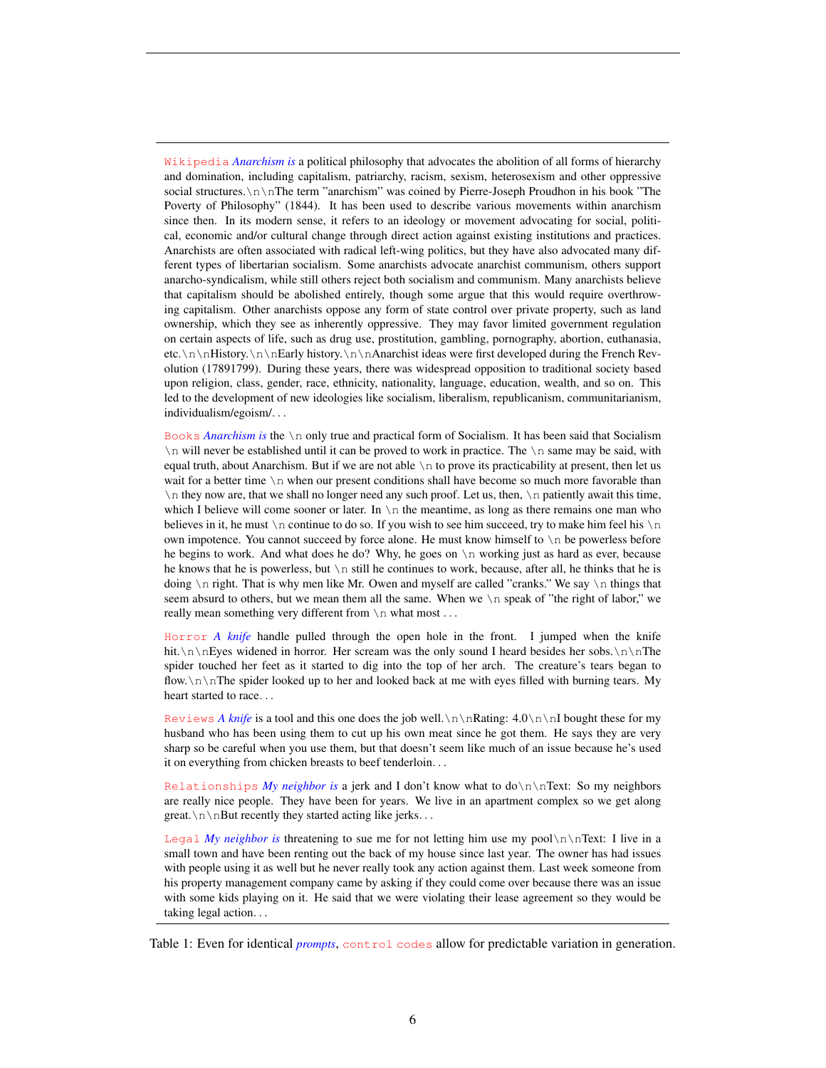`Wikipedia` ***Anarchism is*** a political philosophy that advocates the abolition of all forms of hierarchy and domination, including capitalism, patriarchy, racism, sexism, heterosexism and other oppressive social structures.`\n\n`The term "anarchism" was coined by Pierre-Joseph Proudhon in his book "The Poverty of Philosophy" (1844). It has been used to describe various movements within anarchism since then. In its modern sense, it refers to an ideology or movement advocating for social, political, economic and/or cultural change through direct action against existing institutions and practices. Anarchists are often associated with radical left-wing politics, but they have also advocated many different types of libertarian socialism. Some anarchists advocate anarchist communism, others support anarcho-syndicalism, while still others reject both socialism and communism. Many anarchists believe that capitalism should be abolished entirely, though some argue that this would require overthrowing capitalism. Other anarchists oppose any form of state control over private property, such as land ownership, which they see as inherently oppressive. They may favor limited government regulation on certain aspects of life, such as drug use, prostitution, gambling, pornography, abortion, euthanasia, etc.`\n\n`History.`\n\n`Early history.`\n\n`Anarchist ideas were first developed during the French Revolution (17891799). During these years, there was widespread opposition to traditional society based upon religion, class, gender, race, ethnicity, nationality, language, education, wealth, and so on. This led to the development of new ideologies like socialism, liberalism, republicanism, communitarianism, individualism/egoism/. . .

`Books` ***Anarchism is*** the `\n` only true and practical form of Socialism. It has been said that Socialism `\n` will never be established until it can be proved to work in practice. The `\n` same may be said, with equal truth, about Anarchism. But if we are not able `\n` to prove its practicability at present, then let us wait for a better time `\n` when our present conditions shall have become so much more favorable than `\n` they now are, that we shall no longer need any such proof. Let us, then, `\n` patiently await this time, which I believe will come sooner or later. In `\n` the meantime, as long as there remains one man who believes in it, he must `\n` continue to do so. If you wish to see him succeed, try to make him feel his `\n` own impotence. You cannot succeed by force alone. He must know himself to `\n` be powerless before he begins to work. And what does he do? Why, he goes on `\n` working just as hard as ever, because he knows that he is powerless, but `\n` still he continues to work, because, after all, he thinks that he is doing `\n` right. That is why men like Mr. Owen and myself are called "cranks." We say `\n` things that seem absurd to others, but we mean them all the same. When we `\n` speak of "the right of labor," we really mean something very different from `\n` what most . . .

`Horror` ***A knife*** handle pulled through the open hole in the front. I jumped when the knife hit.`\n\n`Eyes widened in horror. Her scream was the only sound I heard besides her sobs.`\n\n`The spider touched her feet as it started to dig into the top of her arch. The creature's tears began to flow.`\n\n`The spider looked up to her and looked back at me with eyes filled with burning tears. My heart started to race. . .

`Reviews` ***A knife*** is a tool and this one does the job well.`\n\n`Rating: 4.0`\n\n`I bought these for my husband who has been using them to cut up his own meat since he got them. He says they are very sharp so be careful when you use them, but that doesn't seem like much of an issue because he's used it on everything from chicken breasts to beef tenderloin. . .

`Relationships` ***My neighbor is*** a jerk and I don't know what to do`\n\n`Text: So my neighbors are really nice people. They have been for years. We live in an apartment complex so we get along great.`\n\n`But recently they started acting like jerks. . .

`Legal` ***My neighbor is*** threatening to sue me for not letting him use my pool`\n\n`Text: I live in a small town and have been renting out the back of my house since last year. The owner has had issues with people using it as well but he never really took any action against them. Last week someone from his property management company came by asking if they could come over because there was an issue with some kids playing on it. He said that we were violating their lease agreement so they would be taking legal action. . .

Table 1: Even for identical ***prompts***, `control codes` allow for predictable variation in generation.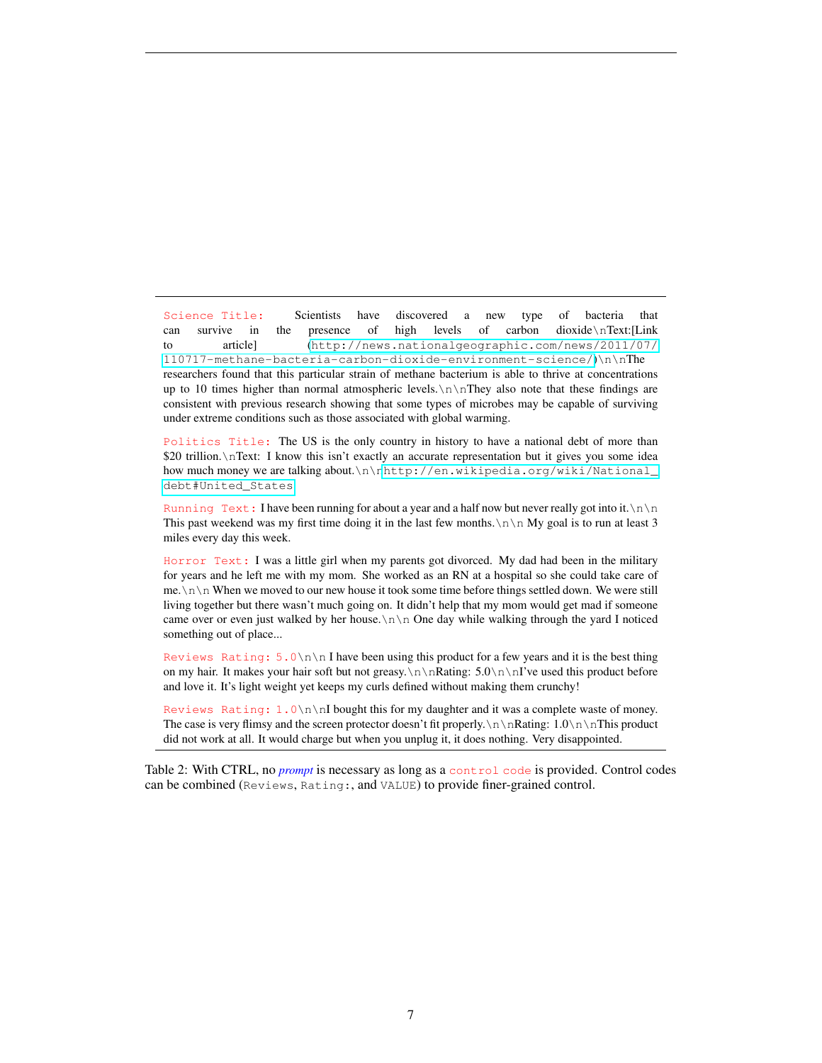`Science Title:` Scientists have discovered a new type of bacteria that can survive in the presence of high levels of carbon dioxide\nText:[Link to article] (`http://news.nationalgeographic.com/news/2011/07/110717-methane-bacteria-carbon-dioxide-environment-science/`)\n\nThe researchers found that this particular strain of methane bacterium is able to thrive at concentrations up to 10 times higher than normal atmospheric levels.\n\nThey also note that these findings are consistent with previous research showing that some types of microbes may be capable of surviving under extreme conditions such as those associated with global warming.

`Politics Title:` The US is the only country in history to have a national debt of more than $20 trillion.\nText: I know this isn't exactly an accurate representation but it gives you some idea how much money we are talking about.\n\n`http://en.wikipedia.org/wiki/National_debt#United_States`

`Running Text:` I have been running for about a year and a half now but never really got into it.\n\n This past weekend was my first time doing it in the last few months.\n\n My goal is to run at least 3 miles every day this week.

`Horror Text:` I was a little girl when my parents got divorced. My dad had been in the military for years and he left me with my mom. She worked as an RN at a hospital so she could take care of me.\n\n When we moved to our new house it took some time before things settled down. We were still living together but there wasn't much going on. It didn't help that my mom would get mad if someone came over or even just walked by her house.\n\n One day while walking through the yard I noticed something out of place...

`Reviews Rating: 5.0`\n\n I have been using this product for a few years and it is the best thing on my hair. It makes your hair soft but not greasy.\n\nRating: 5.0\n\nI've used this product before and love it. It's light weight yet keeps my curls defined without making them crunchy!

`Reviews Rating: 1.0`\n\nI bought this for my daughter and it was a complete waste of money. The case is very flimsy and the screen protector doesn't fit properly.\n\nRating: 1.0\n\nThis product did not work at all. It would charge but when you unplug it, it does nothing. Very disappointed.

Table 2: With CTRL, no *prompt* is necessary as long as a `control code` is provided. Control codes can be combined (`Reviews`, `Rating:`, and `VALUE`) to provide finer-grained control.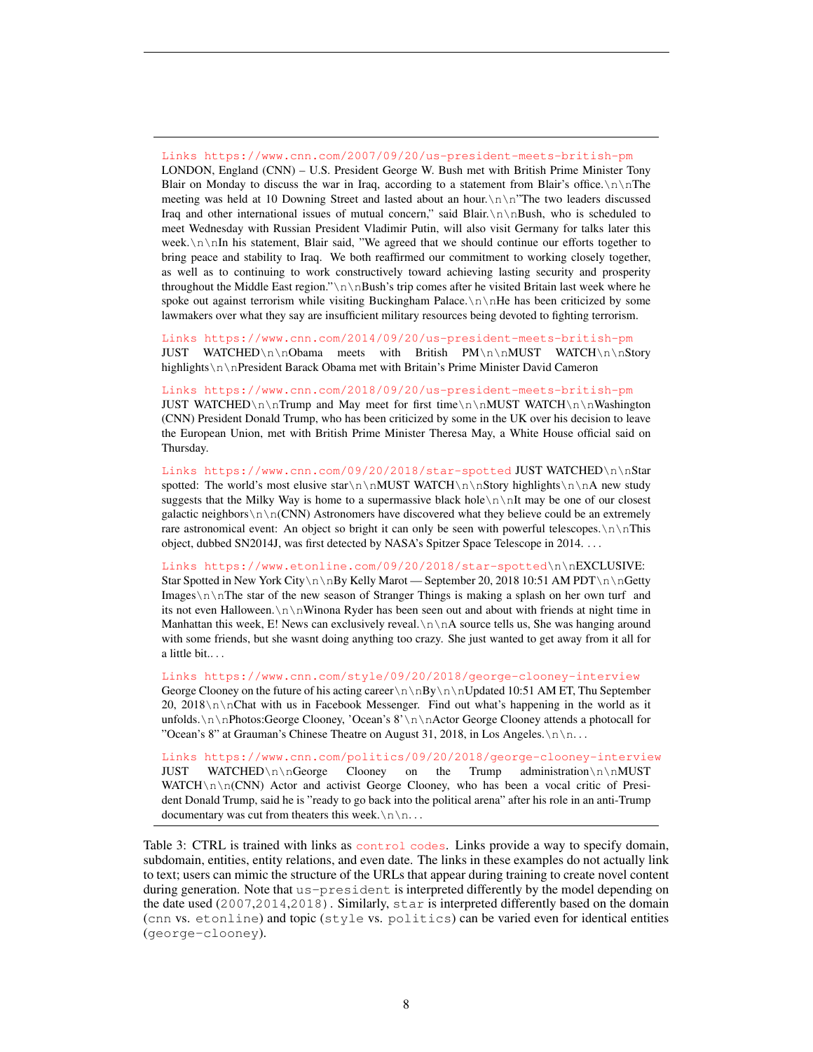**Links** `https://www.cnn.com/2007/09/20/us-president-meets-british-pm`
LONDON, England (CNN) – U.S. President George W. Bush met with British Prime Minister Tony Blair on Monday to discuss the war in Iraq, according to a statement from Blair's office.\n\nThe meeting was held at 10 Downing Street and lasted about an hour.\n\n"The two leaders discussed Iraq and other international issues of mutual concern," said Blair.\n\nBush, who is scheduled to meet Wednesday with Russian President Vladimir Putin, will also visit Germany for talks later this week.\n\nIn his statement, Blair said, "We agreed that we should continue our efforts together to bring peace and stability to Iraq. We both reaffirmed our commitment to working closely together, as well as to continuing to work constructively toward achieving lasting security and prosperity throughout the Middle East region."\n\nBush's trip comes after he visited Britain last week where he spoke out against terrorism while visiting Buckingham Palace.\n\nHe has been criticized by some lawmakers over what they say are insufficient military resources being devoted to fighting terrorism.

**Links** `https://www.cnn.com/2014/09/20/us-president-meets-british-pm`
JUST WATCHED\n\nObama meets with British PM\n\nMUST WATCH\n\nStory highlights\n\nPresident Barack Obama met with Britain's Prime Minister David Cameron

**Links** `https://www.cnn.com/2018/09/20/us-president-meets-british-pm`
JUST WATCHED\n\nTrump and May meet for first time\n\nMUST WATCH\n\nWashington (CNN) President Donald Trump, who has been criticized by some in the UK over his decision to leave the European Union, met with British Prime Minister Theresa May, a White House official said on Thursday.

**Links** `https://www.cnn.com/09/20/2018/star-spotted` JUST WATCHED\n\nStar spotted: The world's most elusive star\n\nMUST WATCH\n\nStory highlights\n\nA new study suggests that the Milky Way is home to a supermassive black hole\n\nIt may be one of our closest galactic neighbors\n\n(CNN) Astronomers have discovered what they believe could be an extremely rare astronomical event: An object so bright it can only be seen with powerful telescopes.\n\nThis object, dubbed SN2014J, was first detected by NASA's Spitzer Space Telescope in 2014. . . .

**Links** `https://www.etonline.com/09/20/2018/star-spotted`\n\nEXCLUSIVE: Star Spotted in New York City\n\nBy Kelly Marot — September 20, 2018 10:51 AM PDT\n\nGetty Images\n\nThe star of the new season of Stranger Things is making a splash on her own turf and its not even Halloween.\n\nWinona Ryder has been seen out and about with friends at night time in Manhattan this week, E! News can exclusively reveal.\n\nA source tells us, She was hanging around with some friends, but she wasnt doing anything too crazy. She just wanted to get away from it all for a little bit.. . .

**Links** `https://www.cnn.com/style/09/20/2018/george-clooney-interview`
George Clooney on the future of his acting career\n\nBy\n\nUpdated 10:51 AM ET, Thu September 20, 2018\n\nChat with us in Facebook Messenger. Find out what's happening in the world as it unfolds.\n\nPhotos:George Clooney, 'Ocean's 8'\n\nActor George Clooney attends a photocall for "Ocean's 8" at Grauman's Chinese Theatre on August 31, 2018, in Los Angeles.\n\n. . .

**Links** `https://www.cnn.com/politics/09/20/2018/george-clooney-interview`
JUST WATCHED\n\nGeorge Clooney on the Trump administration\n\nMUST WATCH\n\n(CNN) Actor and activist George Clooney, who has been a vocal critic of President Donald Trump, said he is "ready to go back into the political arena" after his role in an anti-Trump documentary was cut from theaters this week.\n\n. . .

Table 3: CTRL is trained with links as `control codes`. Links provide a way to specify domain, subdomain, entities, entity relations, and even date. The links in these examples do not actually link to text; users can mimic the structure of the URLs that appear during training to create novel content during generation. Note that `us-president` is interpreted differently by the model depending on the date used (`2007`,`2014`,`2018`). Similarly, `star` is interpreted differently based on the domain (`cnn` vs. `etonline`) and topic (`style` vs. `politics`) can be varied even for identical entities (`george-clooney`).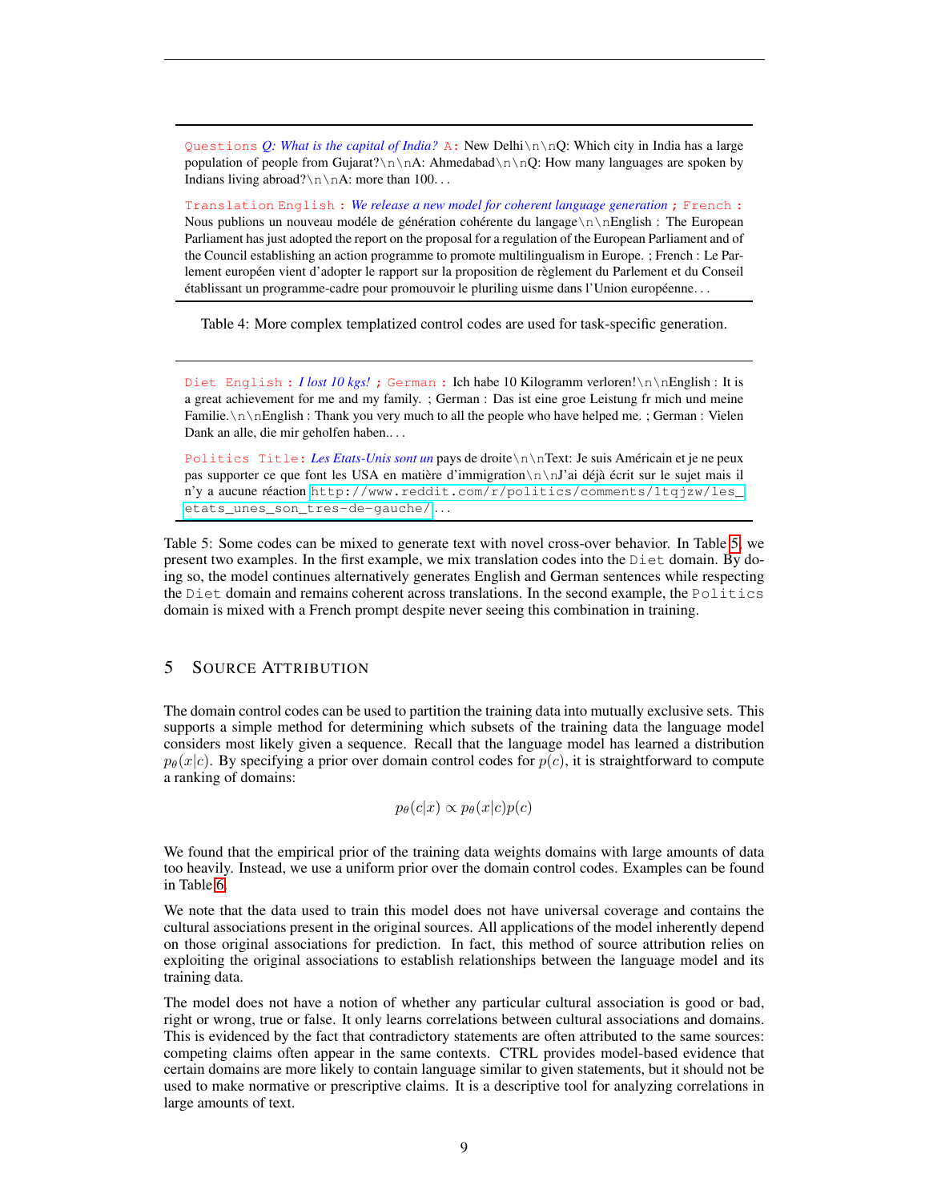Questions *Q: What is the capital of India?* A: New Delhi\n\nQ: Which city in India has a large population of people from Gujarat?\n\nA: Ahmedabad\n\nQ: How many languages are spoken by Indians living abroad?\n\nA: more than 100. . .

Translation English : *We release a new model for coherent language generation* ; French : Nous publions un nouveau modéle de génération cohérente du langage\n\nEnglish : The European Parliament has just adopted the report on the proposal for a regulation of the European Parliament and of the Council establishing an action programme to promote multilingualism in Europe. ; French : Le Parlement européen vient d'adopter le rapport sur la proposition de règlement du Parlement et du Conseil établissant un programme-cadre pour promouvoir le pluriling uisme dans l'Union européenne. . .

Table 4: More complex templatized control codes are used for task-specific generation.

Diet English : *I lost 10 kgs!* ; German : Ich habe 10 Kilogramm verloren!\n\nEnglish : It is a great achievement for me and my family. ; German : Das ist eine groe Leistung fr mich und meine Familie.\n\nEnglish : Thank you very much to all the people who have helped me. ; German : Vielen Dank an alle, die mir geholfen haben.. . .

Politics Title: *Les Etats-Unis sont un* pays de droite\n\nText: Je suis Américain et je ne peux pas supporter ce que font les USA en matière d'immigration\n\nJ'ai déjà écrit sur le sujet mais il n'y a aucune réaction http://www.reddit.com/r/politics/comments/1tqjzw/les_etats_unes_son_tres-de-gauche/ . . .

Table 5: Some codes can be mixed to generate text with novel cross-over behavior. In Table 5, we present two examples. In the first example, we mix translation codes into the Diet domain. By doing so, the model continues alternatively generates English and German sentences while respecting the Diet domain and remains coherent across translations. In the second example, the Politics domain is mixed with a French prompt despite never seeing this combination in training.

## 5 Source Attribution

The domain control codes can be used to partition the training data into mutually exclusive sets. This supports a simple method for determining which subsets of the training data the language model considers most likely given a sequence. Recall that the language model has learned a distribution $p_\theta(x|c)$. By specifying a prior over domain control codes for $p(c)$, it is straightforward to compute a ranking of domains:

$$p_\theta(c|x) \propto p_\theta(x|c)p(c)$$

We found that the empirical prior of the training data weights domains with large amounts of data too heavily. Instead, we use a uniform prior over the domain control codes. Examples can be found in Table 6.

We note that the data used to train this model does not have universal coverage and contains the cultural associations present in the original sources. All applications of the model inherently depend on those original associations for prediction. In fact, this method of source attribution relies on exploiting the original associations to establish relationships between the language model and its training data.

The model does not have a notion of whether any particular cultural association is good or bad, right or wrong, true or false. It only learns correlations between cultural associations and domains. This is evidenced by the fact that contradictory statements are often attributed to the same sources: competing claims often appear in the same contexts. CTRL provides model-based evidence that certain domains are more likely to contain language similar to given statements, but it should not be used to make normative or prescriptive claims. It is a descriptive tool for analyzing correlations in large amounts of text.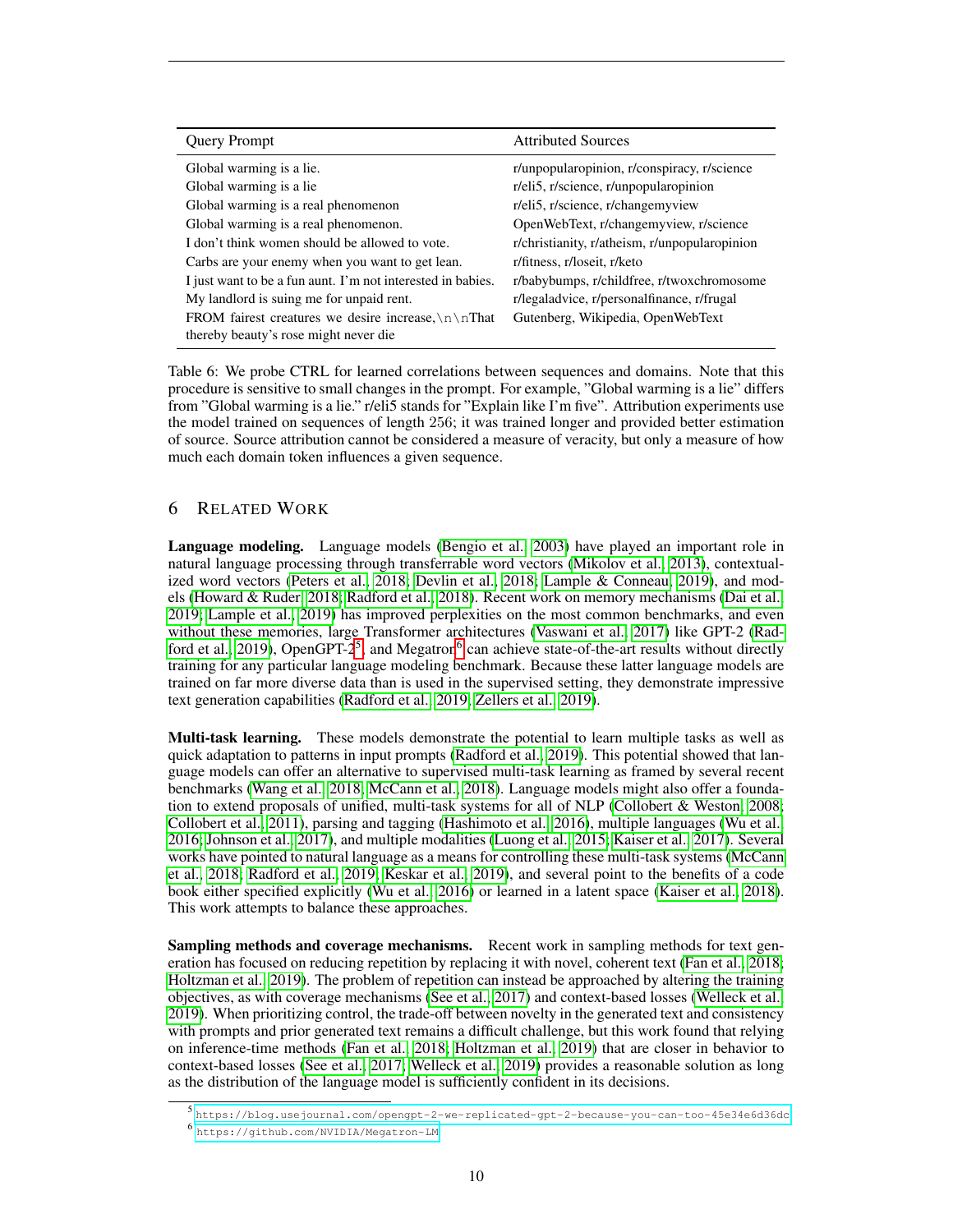| Query Prompt | Attributed Sources |
|---|---|
| Global warming is a lie. | r/unpopularopinion, r/conspiracy, r/science |
| Global warming is a lie | r/eli5, r/science, r/unpopularopinion |
| Global warming is a real phenomenon | r/eli5, r/science, r/changemyview |
| Global warming is a real phenomenon. | OpenWebText, r/changemyview, r/science |
| I don't think women should be allowed to vote. | r/christianity, r/atheism, r/unpopularopinion |
| Carbs are your enemy when you want to get lean. | r/fitness, r/loseit, r/keto |
| I just want to be a fun aunt. I'm not interested in babies. | r/babybumps, r/childfree, r/twoxchromosome |
| My landlord is suing me for unpaid rent. | r/legaladvice, r/personalfinance, r/frugal |
| FROM fairest creatures we desire increase,\n\nThat thereby beauty's rose might never die | Gutenberg, Wikipedia, OpenWebText |

Table 6: We probe CTRL for learned correlations between sequences and domains. Note that this procedure is sensitive to small changes in the prompt. For example, "Global warming is a lie" differs from "Global warming is a lie." r/eli5 stands for "Explain like I'm five". Attribution experiments use the model trained on sequences of length 256; it was trained longer and provided better estimation of source. Source attribution cannot be considered a measure of veracity, but only a measure of how much each domain token influences a given sequence.

## 6 Related Work

**Language modeling.** Language models (Bengio et al., 2003) have played an important role in natural language processing through transferrable word vectors (Mikolov et al., 2013), contextualized word vectors (Peters et al., 2018; Devlin et al., 2018; Lample & Conneau, 2019), and models (Howard & Ruder, 2018; Radford et al., 2018). Recent work on memory mechanisms (Dai et al., 2019; Lample et al., 2019) has improved perplexities on the most common benchmarks, and even without these memories, large Transformer architectures (Vaswani et al., 2017) like GPT-2 (Radford et al., 2019), OpenGPT-2[5], and Megatron[6] can achieve state-of-the-art results without directly training for any particular language modeling benchmark. Because these latter language models are trained on far more diverse data than is used in the supervised setting, they demonstrate impressive text generation capabilities (Radford et al., 2019; Zellers et al., 2019).

**Multi-task learning.** These models demonstrate the potential to learn multiple tasks as well as quick adaptation to patterns in input prompts (Radford et al., 2019). This potential showed that language models can offer an alternative to supervised multi-task learning as framed by several recent benchmarks (Wang et al., 2018; McCann et al., 2018). Language models might also offer a foundation to extend proposals of unified, multi-task systems for all of NLP (Collobert & Weston, 2008; Collobert et al., 2011), parsing and tagging (Hashimoto et al., 2016), multiple languages (Wu et al., 2016; Johnson et al., 2017), and multiple modalities (Luong et al., 2015; Kaiser et al., 2017). Several works have pointed to natural language as a means for controlling these multi-task systems (McCann et al., 2018; Radford et al., 2019; Keskar et al., 2019), and several point to the benefits of a code book either specified explicitly (Wu et al., 2016) or learned in a latent space (Kaiser et al., 2018). This work attempts to balance these approaches.

**Sampling methods and coverage mechanisms.** Recent work in sampling methods for text generation has focused on reducing repetition by replacing it with novel, coherent text (Fan et al., 2018; Holtzman et al., 2019). The problem of repetition can instead be approached by altering the training objectives, as with coverage mechanisms (See et al., 2017) and context-based losses (Welleck et al., 2019). When prioritizing control, the trade-off between novelty in the generated text and consistency with prompts and prior generated text remains a difficult challenge, but this work found that relying on inference-time methods (Fan et al., 2018; Holtzman et al., 2019) that are closer in behavior to context-based losses (See et al., 2017; Welleck et al., 2019) provides a reasonable solution as long as the distribution of the language model is sufficiently confident in its decisions.

[5] https://blog.usejournal.com/opengpt-2-we-replicated-gpt-2-because-you-can-too-45e34e6d36dc

[6] https://github.com/NVIDIA/Megatron-LM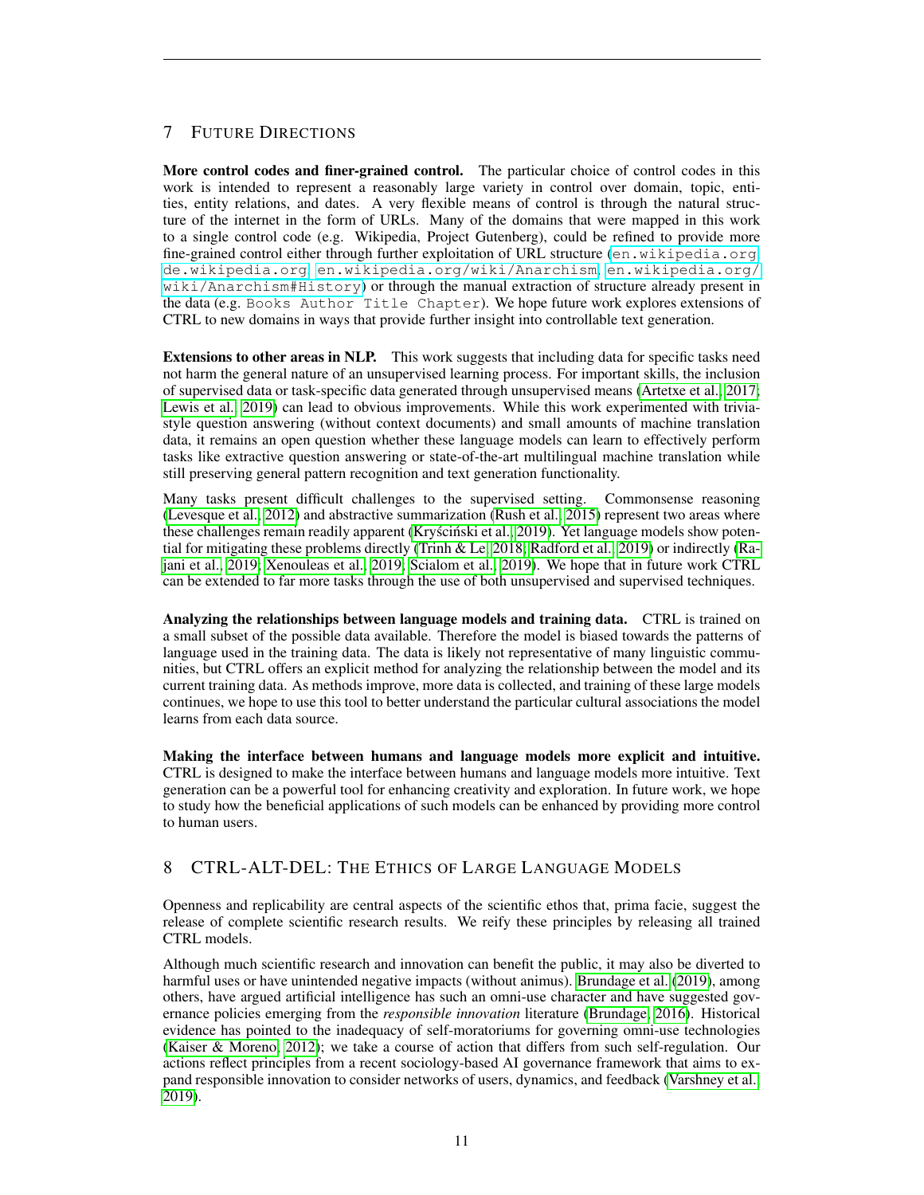## 7 Future Directions

**More control codes and finer-grained control.** The particular choice of control codes in this work is intended to represent a reasonably large variety in control over domain, topic, entities, entity relations, and dates. A very flexible means of control is through the natural structure of the internet in the form of URLs. Many of the domains that were mapped in this work to a single control code (e.g. Wikipedia, Project Gutenberg), could be refined to provide more fine-grained control either through further exploitation of URL structure (`en.wikipedia.org`, `de.wikipedia.org`, `en.wikipedia.org/wiki/Anarchism`, `en.wikipedia.org/wiki/Anarchism#History`) or through the manual extraction of structure already present in the data (e.g. `Books Author Title Chapter`). We hope future work explores extensions of CTRL to new domains in ways that provide further insight into controllable text generation.

**Extensions to other areas in NLP.** This work suggests that including data for specific tasks need not harm the general nature of an unsupervised learning process. For important skills, the inclusion of supervised data or task-specific data generated through unsupervised means (Artetxe et al., 2017; Lewis et al., 2019) can lead to obvious improvements. While this work experimented with trivia-style question answering (without context documents) and small amounts of machine translation data, it remains an open question whether these language models can learn to effectively perform tasks like extractive question answering or state-of-the-art multilingual machine translation while still preserving general pattern recognition and text generation functionality.

Many tasks present difficult challenges to the supervised setting. Commonsense reasoning (Levesque et al., 2012) and abstractive summarization (Rush et al., 2015) represent two areas where these challenges remain readily apparent (Kryściński et al., 2019). Yet language models show potential for mitigating these problems directly (Trinh & Le, 2018; Radford et al., 2019) or indirectly (Rajani et al., 2019; Xenouleas et al., 2019; Scialom et al., 2019). We hope that in future work CTRL can be extended to far more tasks through the use of both unsupervised and supervised techniques.

**Analyzing the relationships between language models and training data.** CTRL is trained on a small subset of the possible data available. Therefore the model is biased towards the patterns of language used in the training data. The data is likely not representative of many linguistic communities, but CTRL offers an explicit method for analyzing the relationship between the model and its current training data. As methods improve, more data is collected, and training of these large models continues, we hope to use this tool to better understand the particular cultural associations the model learns from each data source.

**Making the interface between humans and language models more explicit and intuitive.** CTRL is designed to make the interface between humans and language models more intuitive. Text generation can be a powerful tool for enhancing creativity and exploration. In future work, we hope to study how the beneficial applications of such models can be enhanced by providing more control to human users.

## 8 CTRL-ALT-DEL: The Ethics of Large Language Models

Openness and replicability are central aspects of the scientific ethos that, prima facie, suggest the release of complete scientific research results. We reify these principles by releasing all trained CTRL models.

Although much scientific research and innovation can benefit the public, it may also be diverted to harmful uses or have unintended negative impacts (without animus). Brundage et al. (2019), among others, have argued artificial intelligence has such an omni-use character and have suggested governance policies emerging from the *responsible innovation* literature (Brundage, 2016). Historical evidence has pointed to the inadequacy of self-moratoriums for governing omni-use technologies (Kaiser & Moreno, 2012); we take a course of action that differs from such self-regulation. Our actions reflect principles from a recent sociology-based AI governance framework that aims to expand responsible innovation to consider networks of users, dynamics, and feedback (Varshney et al., 2019).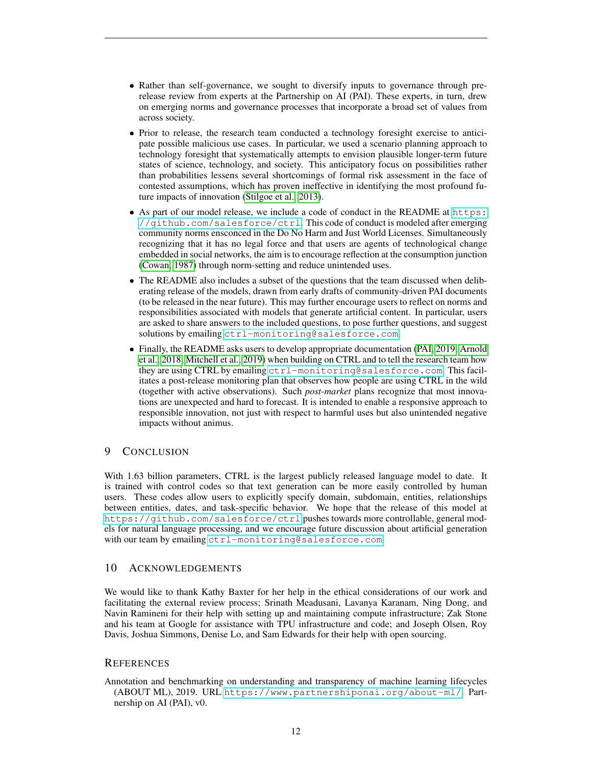- Rather than self-governance, we sought to diversify inputs to governance through pre-release review from experts at the Partnership on AI (PAI). These experts, in turn, drew on emerging norms and governance processes that incorporate a broad set of values from across society.
- Prior to release, the research team conducted a technology foresight exercise to anticipate possible malicious use cases. In particular, we used a scenario planning approach to technology foresight that systematically attempts to envision plausible longer-term future states of science, technology, and society. This anticipatory focus on possibilities rather than probabilities lessens several shortcomings of formal risk assessment in the face of contested assumptions, which has proven ineffective in identifying the most profound future impacts of innovation (Stilgoe et al., 2013).
- As part of our model release, we include a code of conduct in the README at `https://github.com/salesforce/ctrl`. This code of conduct is modeled after emerging community norms ensconced in the Do No Harm and Just World Licenses. Simultaneously recognizing that it has no legal force and that users are agents of technological change embedded in social networks, the aim is to encourage reflection at the consumption junction (Cowan, 1987) through norm-setting and reduce unintended uses.
- The README also includes a subset of the questions that the team discussed when deliberating release of the models, drawn from early drafts of community-driven PAI documents (to be released in the near future). This may further encourage users to reflect on norms and responsibilities associated with models that generate artificial content. In particular, users are asked to share answers to the included questions, to pose further questions, and suggest solutions by emailing `ctrl-monitoring@salesforce.com`.
- Finally, the README asks users to develop appropriate documentation (PAI, 2019; Arnold et al., 2018; Mitchell et al., 2019) when building on CTRL and to tell the research team how they are using CTRL by emailing `ctrl-monitoring@salesforce.com`. This facilitates a post-release monitoring plan that observes how people are using CTRL in the wild (together with active observations). Such *post-market* plans recognize that most innovations are unexpected and hard to forecast. It is intended to enable a responsive approach to responsible innovation, not just with respect to harmful uses but also unintended negative impacts without animus.

## 9 Conclusion

With 1.63 billion parameters, CTRL is the largest publicly released language model to date. It is trained with control codes so that text generation can be more easily controlled by human users. These codes allow users to explicitly specify domain, subdomain, entities, relationships between entities, dates, and task-specific behavior. We hope that the release of this model at `https://github.com/salesforce/ctrl` pushes towards more controllable, general models for natural language processing, and we encourage future discussion about artificial generation with our team by emailing `ctrl-monitoring@salesforce.com`.

## 10 Acknowledgements

We would like to thank Kathy Baxter for her help in the ethical considerations of our work and facilitating the external review process; Srinath Meadusani, Lavanya Karanam, Ning Dong, and Navin Ramineni for their help with setting up and maintaining compute infrastructure; Zak Stone and his team at Google for assistance with TPU infrastructure and code; and Joseph Olsen, Roy Davis, Joshua Simmons, Denise Lo, and Sam Edwards for their help with open sourcing.

## References

Annotation and benchmarking on understanding and transparency of machine learning lifecycles (ABOUT ML), 2019. URL `https://www.partnershiponai.org/about-ml/`. Partnership on AI (PAI), v0.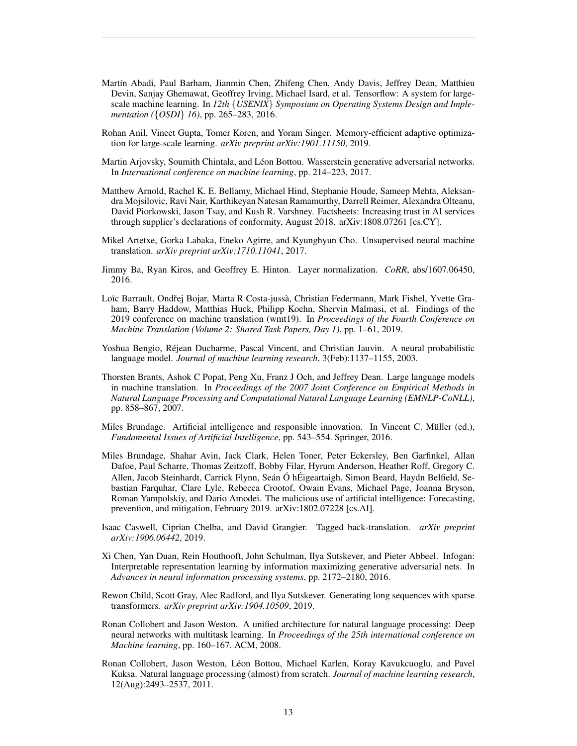Martín Abadi, Paul Barham, Jianmin Chen, Zhifeng Chen, Andy Davis, Jeffrey Dean, Matthieu Devin, Sanjay Ghemawat, Geoffrey Irving, Michael Isard, et al. Tensorflow: A system for large-scale machine learning. In *12th {USENIX} Symposium on Operating Systems Design and Implementation ({OSDI} 16)*, pp. 265–283, 2016.

Rohan Anil, Vineet Gupta, Tomer Koren, and Yoram Singer. Memory-efficient adaptive optimization for large-scale learning. *arXiv preprint arXiv:1901.11150*, 2019.

Martin Arjovsky, Soumith Chintala, and Léon Bottou. Wasserstein generative adversarial networks. In *International conference on machine learning*, pp. 214–223, 2017.

Matthew Arnold, Rachel K. E. Bellamy, Michael Hind, Stephanie Houde, Sameep Mehta, Aleksandra Mojsilovic, Ravi Nair, Karthikeyan Natesan Ramamurthy, Darrell Reimer, Alexandra Olteanu, David Piorkowski, Jason Tsay, and Kush R. Varshney. Factsheets: Increasing trust in AI services through supplier's declarations of conformity, August 2018. arXiv:1808.07261 [cs.CY].

Mikel Artetxe, Gorka Labaka, Eneko Agirre, and Kyunghyun Cho. Unsupervised neural machine translation. *arXiv preprint arXiv:1710.11041*, 2017.

Jimmy Ba, Ryan Kiros, and Geoffrey E. Hinton. Layer normalization. *CoRR*, abs/1607.06450, 2016.

Loïc Barrault, Ondřej Bojar, Marta R Costa-jussà, Christian Federmann, Mark Fishel, Yvette Graham, Barry Haddow, Matthias Huck, Philipp Koehn, Shervin Malmasi, et al. Findings of the 2019 conference on machine translation (wmt19). In *Proceedings of the Fourth Conference on Machine Translation (Volume 2: Shared Task Papers, Day 1)*, pp. 1–61, 2019.

Yoshua Bengio, Réjean Ducharme, Pascal Vincent, and Christian Jauvin. A neural probabilistic language model. *Journal of machine learning research*, 3(Feb):1137–1155, 2003.

Thorsten Brants, Ashok C Popat, Peng Xu, Franz J Och, and Jeffrey Dean. Large language models in machine translation. In *Proceedings of the 2007 Joint Conference on Empirical Methods in Natural Language Processing and Computational Natural Language Learning (EMNLP-CoNLL)*, pp. 858–867, 2007.

Miles Brundage. Artificial intelligence and responsible innovation. In Vincent C. Müller (ed.), *Fundamental Issues of Artificial Intelligence*, pp. 543–554. Springer, 2016.

Miles Brundage, Shahar Avin, Jack Clark, Helen Toner, Peter Eckersley, Ben Garfinkel, Allan Dafoe, Paul Scharre, Thomas Zeitzoff, Bobby Filar, Hyrum Anderson, Heather Roff, Gregory C. Allen, Jacob Steinhardt, Carrick Flynn, Seán Ó hÉigeartaigh, Simon Beard, Haydn Belfield, Sebastian Farquhar, Clare Lyle, Rebecca Crootof, Owain Evans, Michael Page, Joanna Bryson, Roman Yampolskiy, and Dario Amodei. The malicious use of artificial intelligence: Forecasting, prevention, and mitigation, February 2019. arXiv:1802.07228 [cs.AI].

Isaac Caswell, Ciprian Chelba, and David Grangier. Tagged back-translation. *arXiv preprint arXiv:1906.06442*, 2019.

Xi Chen, Yan Duan, Rein Houthooft, John Schulman, Ilya Sutskever, and Pieter Abbeel. Infogan: Interpretable representation learning by information maximizing generative adversarial nets. In *Advances in neural information processing systems*, pp. 2172–2180, 2016.

Rewon Child, Scott Gray, Alec Radford, and Ilya Sutskever. Generating long sequences with sparse transformers. *arXiv preprint arXiv:1904.10509*, 2019.

Ronan Collobert and Jason Weston. A unified architecture for natural language processing: Deep neural networks with multitask learning. In *Proceedings of the 25th international conference on Machine learning*, pp. 160–167. ACM, 2008.

Ronan Collobert, Jason Weston, Léon Bottou, Michael Karlen, Koray Kavukcuoglu, and Pavel Kuksa. Natural language processing (almost) from scratch. *Journal of machine learning research*, 12(Aug):2493–2537, 2011.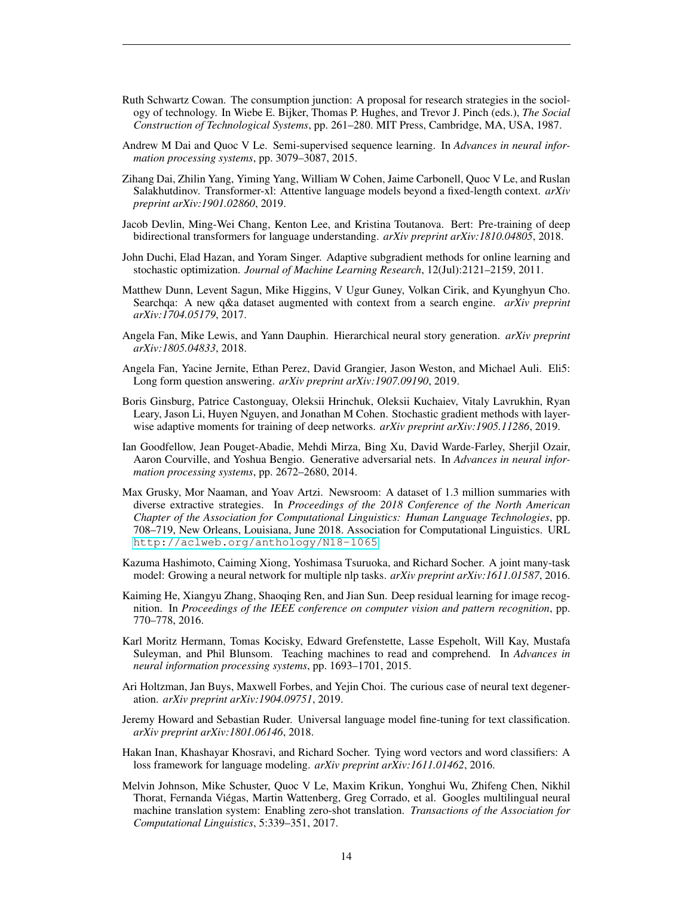Ruth Schwartz Cowan. The consumption junction: A proposal for research strategies in the sociology of technology. In Wiebe E. Bijker, Thomas P. Hughes, and Trevor J. Pinch (eds.), *The Social Construction of Technological Systems*, pp. 261–280. MIT Press, Cambridge, MA, USA, 1987.

Andrew M Dai and Quoc V Le. Semi-supervised sequence learning. In *Advances in neural information processing systems*, pp. 3079–3087, 2015.

Zihang Dai, Zhilin Yang, Yiming Yang, William W Cohen, Jaime Carbonell, Quoc V Le, and Ruslan Salakhutdinov. Transformer-xl: Attentive language models beyond a fixed-length context. *arXiv preprint arXiv:1901.02860*, 2019.

Jacob Devlin, Ming-Wei Chang, Kenton Lee, and Kristina Toutanova. Bert: Pre-training of deep bidirectional transformers for language understanding. *arXiv preprint arXiv:1810.04805*, 2018.

John Duchi, Elad Hazan, and Yoram Singer. Adaptive subgradient methods for online learning and stochastic optimization. *Journal of Machine Learning Research*, 12(Jul):2121–2159, 2011.

Matthew Dunn, Levent Sagun, Mike Higgins, V Ugur Guney, Volkan Cirik, and Kyunghyun Cho. Searchqa: A new q&a dataset augmented with context from a search engine. *arXiv preprint arXiv:1704.05179*, 2017.

Angela Fan, Mike Lewis, and Yann Dauphin. Hierarchical neural story generation. *arXiv preprint arXiv:1805.04833*, 2018.

Angela Fan, Yacine Jernite, Ethan Perez, David Grangier, Jason Weston, and Michael Auli. Eli5: Long form question answering. *arXiv preprint arXiv:1907.09190*, 2019.

Boris Ginsburg, Patrice Castonguay, Oleksii Hrinchuk, Oleksii Kuchaiev, Vitaly Lavrukhin, Ryan Leary, Jason Li, Huyen Nguyen, and Jonathan M Cohen. Stochastic gradient methods with layer-wise adaptive moments for training of deep networks. *arXiv preprint arXiv:1905.11286*, 2019.

Ian Goodfellow, Jean Pouget-Abadie, Mehdi Mirza, Bing Xu, David Warde-Farley, Sherjil Ozair, Aaron Courville, and Yoshua Bengio. Generative adversarial nets. In *Advances in neural information processing systems*, pp. 2672–2680, 2014.

Max Grusky, Mor Naaman, and Yoav Artzi. Newsroom: A dataset of 1.3 million summaries with diverse extractive strategies. In *Proceedings of the 2018 Conference of the North American Chapter of the Association for Computational Linguistics: Human Language Technologies*, pp. 708–719, New Orleans, Louisiana, June 2018. Association for Computational Linguistics. URL http://aclweb.org/anthology/N18-1065.

Kazuma Hashimoto, Caiming Xiong, Yoshimasa Tsuruoka, and Richard Socher. A joint many-task model: Growing a neural network for multiple nlp tasks. *arXiv preprint arXiv:1611.01587*, 2016.

Kaiming He, Xiangyu Zhang, Shaoqing Ren, and Jian Sun. Deep residual learning for image recognition. In *Proceedings of the IEEE conference on computer vision and pattern recognition*, pp. 770–778, 2016.

Karl Moritz Hermann, Tomas Kocisky, Edward Grefenstette, Lasse Espeholt, Will Kay, Mustafa Suleyman, and Phil Blunsom. Teaching machines to read and comprehend. In *Advances in neural information processing systems*, pp. 1693–1701, 2015.

Ari Holtzman, Jan Buys, Maxwell Forbes, and Yejin Choi. The curious case of neural text degeneration. *arXiv preprint arXiv:1904.09751*, 2019.

Jeremy Howard and Sebastian Ruder. Universal language model fine-tuning for text classification. *arXiv preprint arXiv:1801.06146*, 2018.

Hakan Inan, Khashayar Khosravi, and Richard Socher. Tying word vectors and word classifiers: A loss framework for language modeling. *arXiv preprint arXiv:1611.01462*, 2016.

Melvin Johnson, Mike Schuster, Quoc V Le, Maxim Krikun, Yonghui Wu, Zhifeng Chen, Nikhil Thorat, Fernanda Viégas, Martin Wattenberg, Greg Corrado, et al. Googles multilingual neural machine translation system: Enabling zero-shot translation. *Transactions of the Association for Computational Linguistics*, 5:339–351, 2017.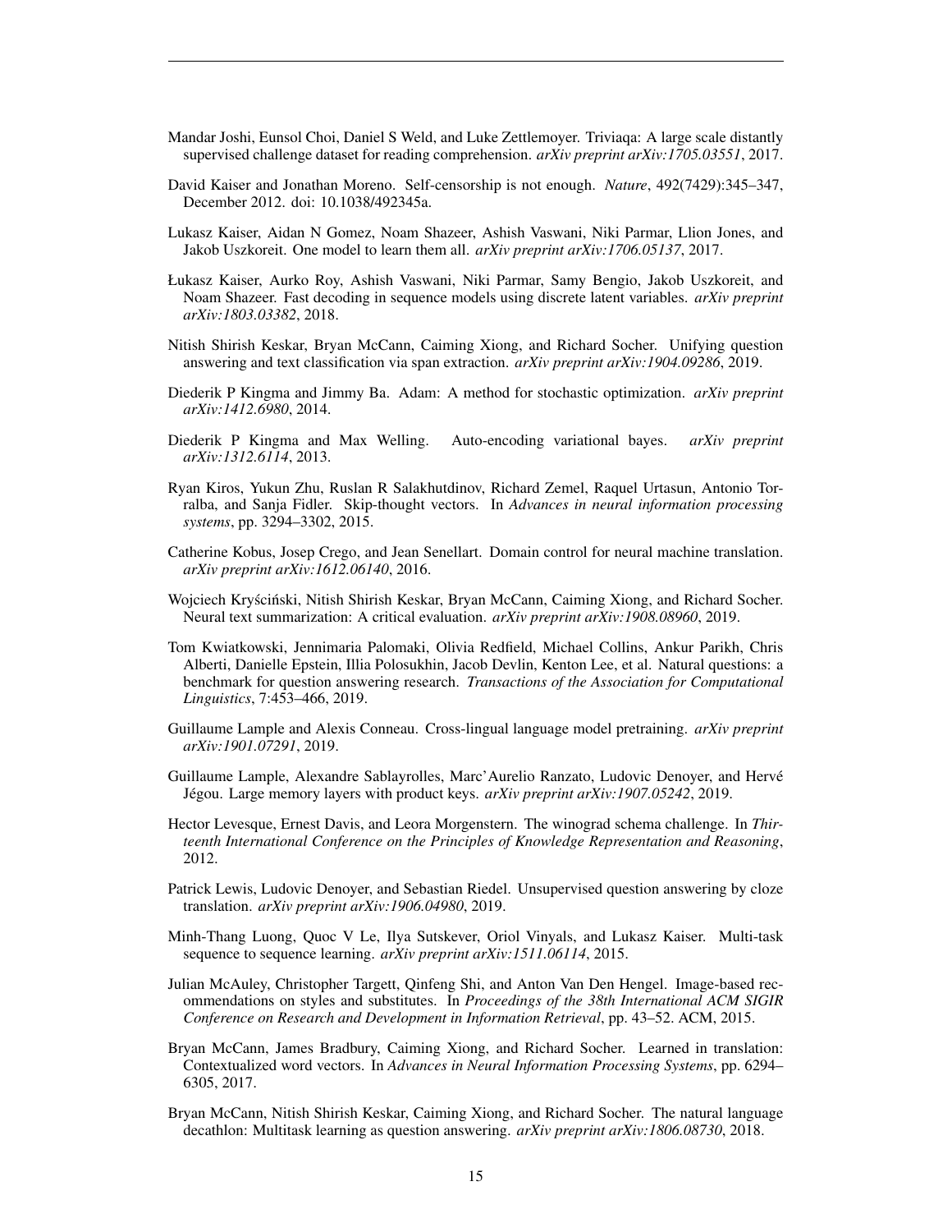Mandar Joshi, Eunsol Choi, Daniel S Weld, and Luke Zettlemoyer. Triviaqa: A large scale distantly supervised challenge dataset for reading comprehension. *arXiv preprint arXiv:1705.03551*, 2017.

David Kaiser and Jonathan Moreno. Self-censorship is not enough. *Nature*, 492(7429):345–347, December 2012. doi: 10.1038/492345a.

Lukasz Kaiser, Aidan N Gomez, Noam Shazeer, Ashish Vaswani, Niki Parmar, Llion Jones, and Jakob Uszkoreit. One model to learn them all. *arXiv preprint arXiv:1706.05137*, 2017.

Łukasz Kaiser, Aurko Roy, Ashish Vaswani, Niki Parmar, Samy Bengio, Jakob Uszkoreit, and Noam Shazeer. Fast decoding in sequence models using discrete latent variables. *arXiv preprint arXiv:1803.03382*, 2018.

Nitish Shirish Keskar, Bryan McCann, Caiming Xiong, and Richard Socher. Unifying question answering and text classification via span extraction. *arXiv preprint arXiv:1904.09286*, 2019.

Diederik P Kingma and Jimmy Ba. Adam: A method for stochastic optimization. *arXiv preprint arXiv:1412.6980*, 2014.

Diederik P Kingma and Max Welling. Auto-encoding variational bayes. *arXiv preprint arXiv:1312.6114*, 2013.

Ryan Kiros, Yukun Zhu, Ruslan R Salakhutdinov, Richard Zemel, Raquel Urtasun, Antonio Torralba, and Sanja Fidler. Skip-thought vectors. In *Advances in neural information processing systems*, pp. 3294–3302, 2015.

Catherine Kobus, Josep Crego, and Jean Senellart. Domain control for neural machine translation. *arXiv preprint arXiv:1612.06140*, 2016.

Wojciech Kryściński, Nitish Shirish Keskar, Bryan McCann, Caiming Xiong, and Richard Socher. Neural text summarization: A critical evaluation. *arXiv preprint arXiv:1908.08960*, 2019.

Tom Kwiatkowski, Jennimaria Palomaki, Olivia Redfield, Michael Collins, Ankur Parikh, Chris Alberti, Danielle Epstein, Illia Polosukhin, Jacob Devlin, Kenton Lee, et al. Natural questions: a benchmark for question answering research. *Transactions of the Association for Computational Linguistics*, 7:453–466, 2019.

Guillaume Lample and Alexis Conneau. Cross-lingual language model pretraining. *arXiv preprint arXiv:1901.07291*, 2019.

Guillaume Lample, Alexandre Sablayrolles, Marc'Aurelio Ranzato, Ludovic Denoyer, and Hervé Jégou. Large memory layers with product keys. *arXiv preprint arXiv:1907.05242*, 2019.

Hector Levesque, Ernest Davis, and Leora Morgenstern. The winograd schema challenge. In *Thirteenth International Conference on the Principles of Knowledge Representation and Reasoning*, 2012.

Patrick Lewis, Ludovic Denoyer, and Sebastian Riedel. Unsupervised question answering by cloze translation. *arXiv preprint arXiv:1906.04980*, 2019.

Minh-Thang Luong, Quoc V Le, Ilya Sutskever, Oriol Vinyals, and Lukasz Kaiser. Multi-task sequence to sequence learning. *arXiv preprint arXiv:1511.06114*, 2015.

Julian McAuley, Christopher Targett, Qinfeng Shi, and Anton Van Den Hengel. Image-based recommendations on styles and substitutes. In *Proceedings of the 38th International ACM SIGIR Conference on Research and Development in Information Retrieval*, pp. 43–52. ACM, 2015.

Bryan McCann, James Bradbury, Caiming Xiong, and Richard Socher. Learned in translation: Contextualized word vectors. In *Advances in Neural Information Processing Systems*, pp. 6294–6305, 2017.

Bryan McCann, Nitish Shirish Keskar, Caiming Xiong, and Richard Socher. The natural language decathlon: Multitask learning as question answering. *arXiv preprint arXiv:1806.08730*, 2018.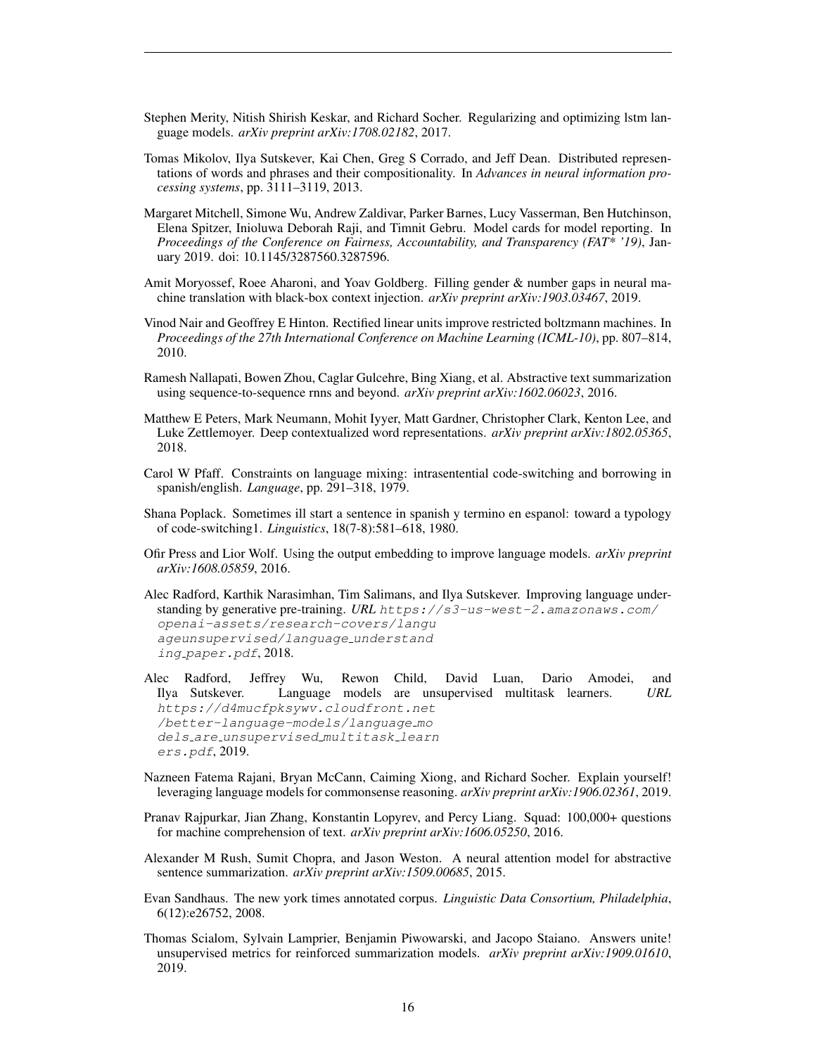Stephen Merity, Nitish Shirish Keskar, and Richard Socher. Regularizing and optimizing lstm language models. *arXiv preprint arXiv:1708.02182*, 2017.

Tomas Mikolov, Ilya Sutskever, Kai Chen, Greg S Corrado, and Jeff Dean. Distributed representations of words and phrases and their compositionality. In *Advances in neural information processing systems*, pp. 3111–3119, 2013.

Margaret Mitchell, Simone Wu, Andrew Zaldivar, Parker Barnes, Lucy Vasserman, Ben Hutchinson, Elena Spitzer, Inioluwa Deborah Raji, and Timnit Gebru. Model cards for model reporting. In *Proceedings of the Conference on Fairness, Accountability, and Transparency (FAT* '19)*, January 2019. doi: 10.1145/3287560.3287596.

Amit Moryossef, Roee Aharoni, and Yoav Goldberg. Filling gender & number gaps in neural machine translation with black-box context injection. *arXiv preprint arXiv:1903.03467*, 2019.

Vinod Nair and Geoffrey E Hinton. Rectified linear units improve restricted boltzmann machines. In *Proceedings of the 27th International Conference on Machine Learning (ICML-10)*, pp. 807–814, 2010.

Ramesh Nallapati, Bowen Zhou, Caglar Gulcehre, Bing Xiang, et al. Abstractive text summarization using sequence-to-sequence rnns and beyond. *arXiv preprint arXiv:1602.06023*, 2016.

Matthew E Peters, Mark Neumann, Mohit Iyyer, Matt Gardner, Christopher Clark, Kenton Lee, and Luke Zettlemoyer. Deep contextualized word representations. *arXiv preprint arXiv:1802.05365*, 2018.

Carol W Pfaff. Constraints on language mixing: intrasentential code-switching and borrowing in spanish/english. *Language*, pp. 291–318, 1979.

Shana Poplack. Sometimes ill start a sentence in spanish y termino en espanol: toward a typology of code-switching1. *Linguistics*, 18(7-8):581–618, 1980.

Ofir Press and Lior Wolf. Using the output embedding to improve language models. *arXiv preprint arXiv:1608.05859*, 2016.

Alec Radford, Karthik Narasimhan, Tim Salimans, and Ilya Sutskever. Improving language understanding by generative pre-training. *URL* `https://s3-us-west-2.amazonaws.com/openai-assets/research-covers/languageunsupervised/language_understanding_paper.pdf`, 2018.

Alec Radford, Jeffrey Wu, Rewon Child, David Luan, Dario Amodei, and Ilya Sutskever. Language models are unsupervised multitask learners. *URL* `https://d4mucfpksywv.cloudfront.net/better-language-models/language_models_are_unsupervised_multitask_learners.pdf`, 2019.

Nazneen Fatema Rajani, Bryan McCann, Caiming Xiong, and Richard Socher. Explain yourself! leveraging language models for commonsense reasoning. *arXiv preprint arXiv:1906.02361*, 2019.

Pranav Rajpurkar, Jian Zhang, Konstantin Lopyrev, and Percy Liang. Squad: 100,000+ questions for machine comprehension of text. *arXiv preprint arXiv:1606.05250*, 2016.

Alexander M Rush, Sumit Chopra, and Jason Weston. A neural attention model for abstractive sentence summarization. *arXiv preprint arXiv:1509.00685*, 2015.

Evan Sandhaus. The new york times annotated corpus. *Linguistic Data Consortium, Philadelphia*, 6(12):e26752, 2008.

Thomas Scialom, Sylvain Lamprier, Benjamin Piwowarski, and Jacopo Staiano. Answers unite! unsupervised metrics for reinforced summarization models. *arXiv preprint arXiv:1909.01610*, 2019.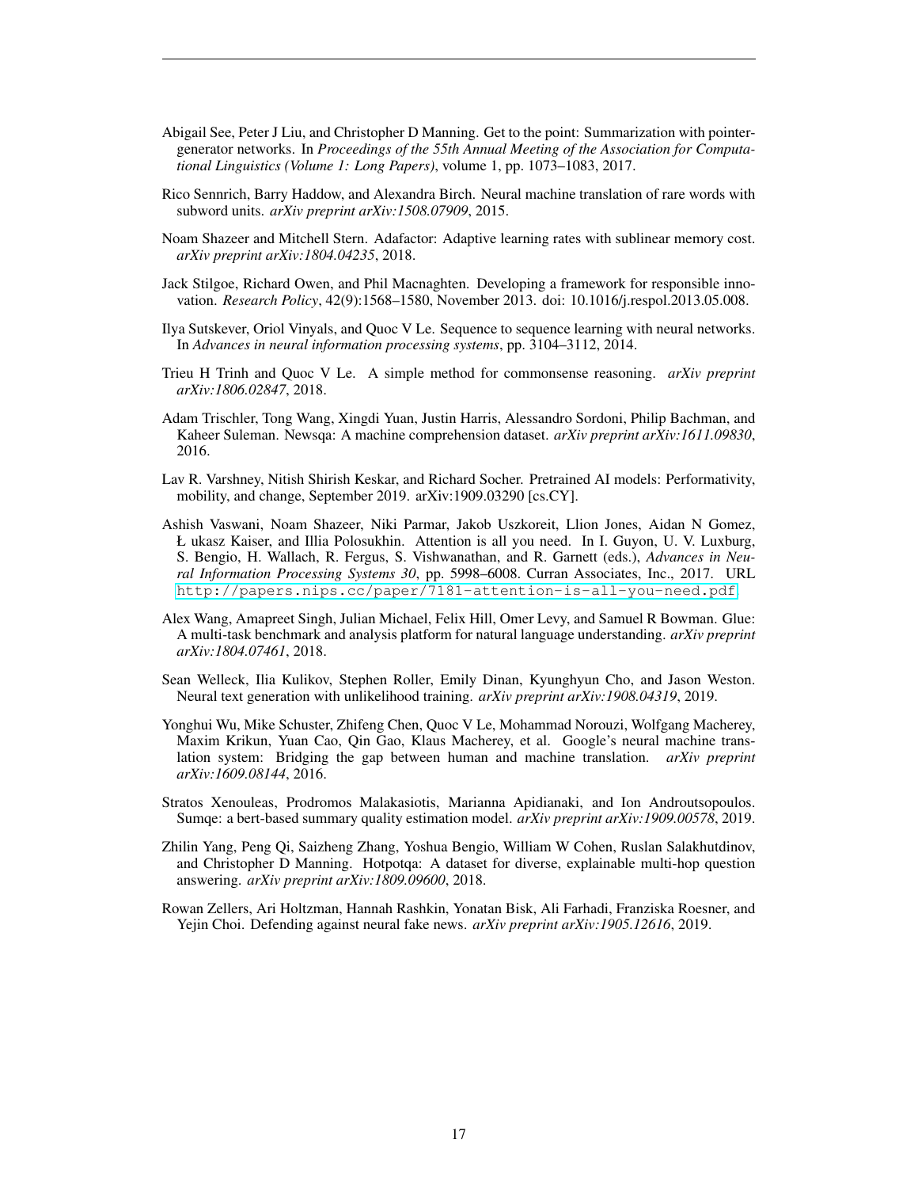Abigail See, Peter J Liu, and Christopher D Manning. Get to the point: Summarization with pointer-generator networks. In *Proceedings of the 55th Annual Meeting of the Association for Computational Linguistics (Volume 1: Long Papers)*, volume 1, pp. 1073–1083, 2017.

Rico Sennrich, Barry Haddow, and Alexandra Birch. Neural machine translation of rare words with subword units. *arXiv preprint arXiv:1508.07909*, 2015.

Noam Shazeer and Mitchell Stern. Adafactor: Adaptive learning rates with sublinear memory cost. *arXiv preprint arXiv:1804.04235*, 2018.

Jack Stilgoe, Richard Owen, and Phil Macnaghten. Developing a framework for responsible innovation. *Research Policy*, 42(9):1568–1580, November 2013. doi: 10.1016/j.respol.2013.05.008.

Ilya Sutskever, Oriol Vinyals, and Quoc V Le. Sequence to sequence learning with neural networks. In *Advances in neural information processing systems*, pp. 3104–3112, 2014.

Trieu H Trinh and Quoc V Le. A simple method for commonsense reasoning. *arXiv preprint arXiv:1806.02847*, 2018.

Adam Trischler, Tong Wang, Xingdi Yuan, Justin Harris, Alessandro Sordoni, Philip Bachman, and Kaheer Suleman. Newsqa: A machine comprehension dataset. *arXiv preprint arXiv:1611.09830*, 2016.

Lav R. Varshney, Nitish Shirish Keskar, and Richard Socher. Pretrained AI models: Performativity, mobility, and change, September 2019. arXiv:1909.03290 [cs.CY].

Ashish Vaswani, Noam Shazeer, Niki Parmar, Jakob Uszkoreit, Llion Jones, Aidan N Gomez, Ł ukasz Kaiser, and Illia Polosukhin. Attention is all you need. In I. Guyon, U. V. Luxburg, S. Bengio, H. Wallach, R. Fergus, S. Vishwanathan, and R. Garnett (eds.), *Advances in Neural Information Processing Systems 30*, pp. 5998–6008. Curran Associates, Inc., 2017. URL http://papers.nips.cc/paper/7181-attention-is-all-you-need.pdf.

Alex Wang, Amapreet Singh, Julian Michael, Felix Hill, Omer Levy, and Samuel R Bowman. Glue: A multi-task benchmark and analysis platform for natural language understanding. *arXiv preprint arXiv:1804.07461*, 2018.

Sean Welleck, Ilia Kulikov, Stephen Roller, Emily Dinan, Kyunghyun Cho, and Jason Weston. Neural text generation with unlikelihood training. *arXiv preprint arXiv:1908.04319*, 2019.

Yonghui Wu, Mike Schuster, Zhifeng Chen, Quoc V Le, Mohammad Norouzi, Wolfgang Macherey, Maxim Krikun, Yuan Cao, Qin Gao, Klaus Macherey, et al. Google's neural machine translation system: Bridging the gap between human and machine translation. *arXiv preprint arXiv:1609.08144*, 2016.

Stratos Xenouleas, Prodromos Malakasiotis, Marianna Apidianaki, and Ion Androutsopoulos. Sumqe: a bert-based summary quality estimation model. *arXiv preprint arXiv:1909.00578*, 2019.

Zhilin Yang, Peng Qi, Saizheng Zhang, Yoshua Bengio, William W Cohen, Ruslan Salakhutdinov, and Christopher D Manning. Hotpotqa: A dataset for diverse, explainable multi-hop question answering. *arXiv preprint arXiv:1809.09600*, 2018.

Rowan Zellers, Ari Holtzman, Hannah Rashkin, Yonatan Bisk, Ali Farhadi, Franziska Roesner, and Yejin Choi. Defending against neural fake news. *arXiv preprint arXiv:1905.12616*, 2019.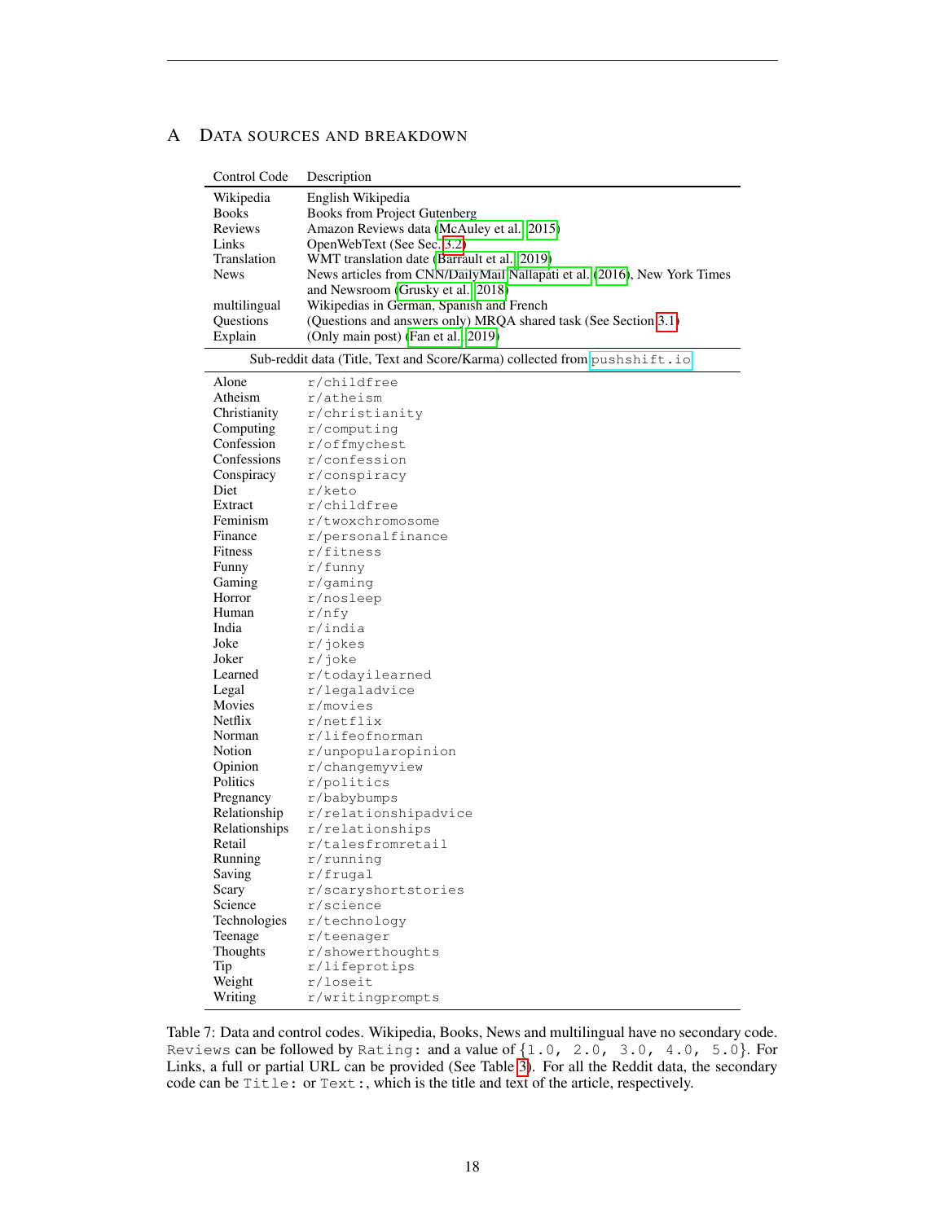## A Data sources and breakdown

| Control Code | Description |
| --- | --- |
| Wikipedia | English Wikipedia |
| Books | Books from Project Gutenberg |
| Reviews | Amazon Reviews data (McAuley et al., 2015) |
| Links | OpenWebText (See Sec. 3.2) |
| Translation | WMT translation date (Barrault et al., 2019) |
| News | News articles from CNN/DailyMail Nallapati et al. (2016), New York Times and Newsroom (Grusky et al., 2018) |
| multilingual | Wikipedias in German, Spanish and French |
| Questions | (Questions and answers only) MRQA shared task (See Section 3.1) |
| Explain | (Only main post) (Fan et al., 2019) |
| Sub-reddit data (Title, Text and Score/Karma) collected from `pushshift.io` | |
| Alone | `r/childfree` |
| Atheism | `r/atheism` |
| Christianity | `r/christianity` |
| Computing | `r/computing` |
| Confession | `r/offmychest` |
| Confessions | `r/confession` |
| Conspiracy | `r/conspiracy` |
| Diet | `r/keto` |
| Extract | `r/childfree` |
| Feminism | `r/twoxchromosome` |
| Finance | `r/personalfinance` |
| Fitness | `r/fitness` |
| Funny | `r/funny` |
| Gaming | `r/gaming` |
| Horror | `r/nosleep` |
| Human | `r/nfy` |
| India | `r/india` |
| Joke | `r/jokes` |
| Joker | `r/joke` |
| Learned | `r/todayilearned` |
| Legal | `r/legaladvice` |
| Movies | `r/movies` |
| Netflix | `r/netflix` |
| Norman | `r/lifeofnorman` |
| Notion | `r/unpopularopinion` |
| Opinion | `r/changemyview` |
| Politics | `r/politics` |
| Pregnancy | `r/babybumps` |
| Relationship | `r/relationshipadvice` |
| Relationships | `r/relationships` |
| Retail | `r/talesfromretail` |
| Running | `r/running` |
| Saving | `r/frugal` |
| Scary | `r/scaryshortstories` |
| Science | `r/science` |
| Technologies | `r/technology` |
| Teenage | `r/teenager` |
| Thoughts | `r/showerthoughts` |
| Tip | `r/lifeprotips` |
| Weight | `r/loseit` |
| Writing | `r/writingprompts` |

Table 7: Data and control codes. Wikipedia, Books, News and multilingual have no secondary code. `Reviews` can be followed by `Rating:` and a value of {`1.0`, `2.0`, `3.0`, `4.0`, `5.0`}. For Links, a full or partial URL can be provided (See Table 3). For all the Reddit data, the secondary code can be `Title:` or `Text:`, which is the title and text of the article, respectively.